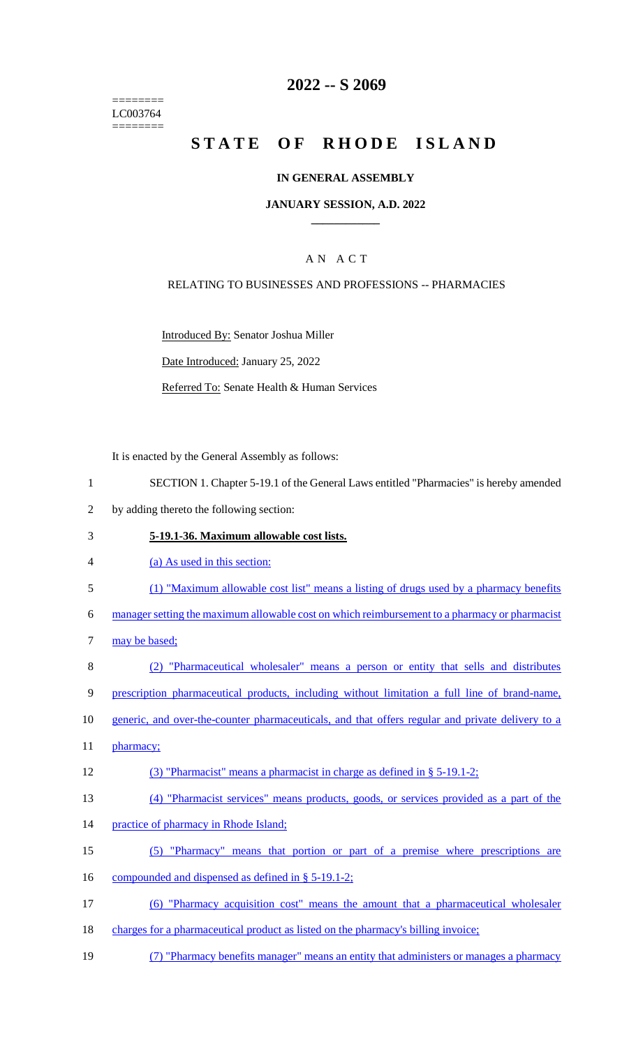========
LC003764
========

# 2022 -- S 2069

# STATE OF RHODE ISLAND

## IN GENERAL ASSEMBLY

### JANUARY SESSION, A.D. 2022

## AN ACT

RELATING TO BUSINESSES AND PROFESSIONS -- PHARMACIES

Introduced By: Senator Joshua Miller

Date Introduced: January 25, 2022

Referred To: Senate Health & Human Services

It is enacted by the General Assembly as follows:

1 SECTION 1. Chapter 5-19.1 of the General Laws entitled "Pharmacies" is hereby amended
2 by adding thereto the following section:

3 **5-19.1-36. Maximum allowable cost lists.**

4 (a) As used in this section:

5 (1) "Maximum allowable cost list" means a listing of drugs used by a pharmacy benefits
6 manager setting the maximum allowable cost on which reimbursement to a pharmacy or pharmacist
7 may be based;

8 (2) "Pharmaceutical wholesaler" means a person or entity that sells and distributes
9 prescription pharmaceutical products, including without limitation a full line of brand-name,
10 generic, and over-the-counter pharmaceuticals, and that offers regular and private delivery to a
11 pharmacy;

12 (3) "Pharmacist" means a pharmacist in charge as defined in § 5-19.1-2;

13 (4) "Pharmacist services" means products, goods, or services provided as a part of the
14 practice of pharmacy in Rhode Island;

15 (5) "Pharmacy" means that portion or part of a premise where prescriptions are
16 compounded and dispensed as defined in § 5-19.1-2;

17 (6) "Pharmacy acquisition cost" means the amount that a pharmaceutical wholesaler
18 charges for a pharmaceutical product as listed on the pharmacy's billing invoice;

19 (7) "Pharmacy benefits manager" means an entity that administers or manages a pharmacy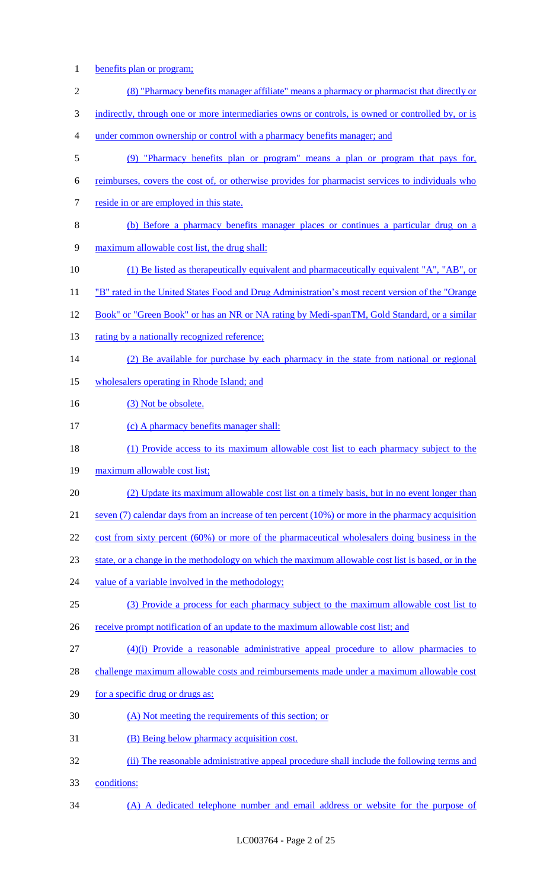benefits plan or program;

(8) "Pharmacy benefits manager affiliate" means a pharmacy or pharmacist that directly or indirectly, through one or more intermediaries owns or controls, is owned or controlled by, or is under common ownership or control with a pharmacy benefits manager; and

(9) "Pharmacy benefits plan or program" means a plan or program that pays for, reimburses, covers the cost of, or otherwise provides for pharmacist services to individuals who reside in or are employed in this state.

(b) Before a pharmacy benefits manager places or continues a particular drug on a maximum allowable cost list, the drug shall:

(1) Be listed as therapeutically equivalent and pharmaceutically equivalent "A", "AB", or "B" rated in the United States Food and Drug Administration's most recent version of the "Orange Book" or "Green Book" or has an NR or NA rating by Medi-spanTM, Gold Standard, or a similar rating by a nationally recognized reference;

(2) Be available for purchase by each pharmacy in the state from national or regional wholesalers operating in Rhode Island; and

(3) Not be obsolete.

(c) A pharmacy benefits manager shall:

(1) Provide access to its maximum allowable cost list to each pharmacy subject to the maximum allowable cost list;

(2) Update its maximum allowable cost list on a timely basis, but in no event longer than seven (7) calendar days from an increase of ten percent (10%) or more in the pharmacy acquisition cost from sixty percent (60%) or more of the pharmaceutical wholesalers doing business in the state, or a change in the methodology on which the maximum allowable cost list is based, or in the value of a variable involved in the methodology;

(3) Provide a process for each pharmacy subject to the maximum allowable cost list to receive prompt notification of an update to the maximum allowable cost list; and

(4)(i) Provide a reasonable administrative appeal procedure to allow pharmacies to challenge maximum allowable costs and reimbursements made under a maximum allowable cost for a specific drug or drugs as:

(A) Not meeting the requirements of this section; or

(B) Being below pharmacy acquisition cost.

(ii) The reasonable administrative appeal procedure shall include the following terms and conditions:

(A) A dedicated telephone number and email address or website for the purpose of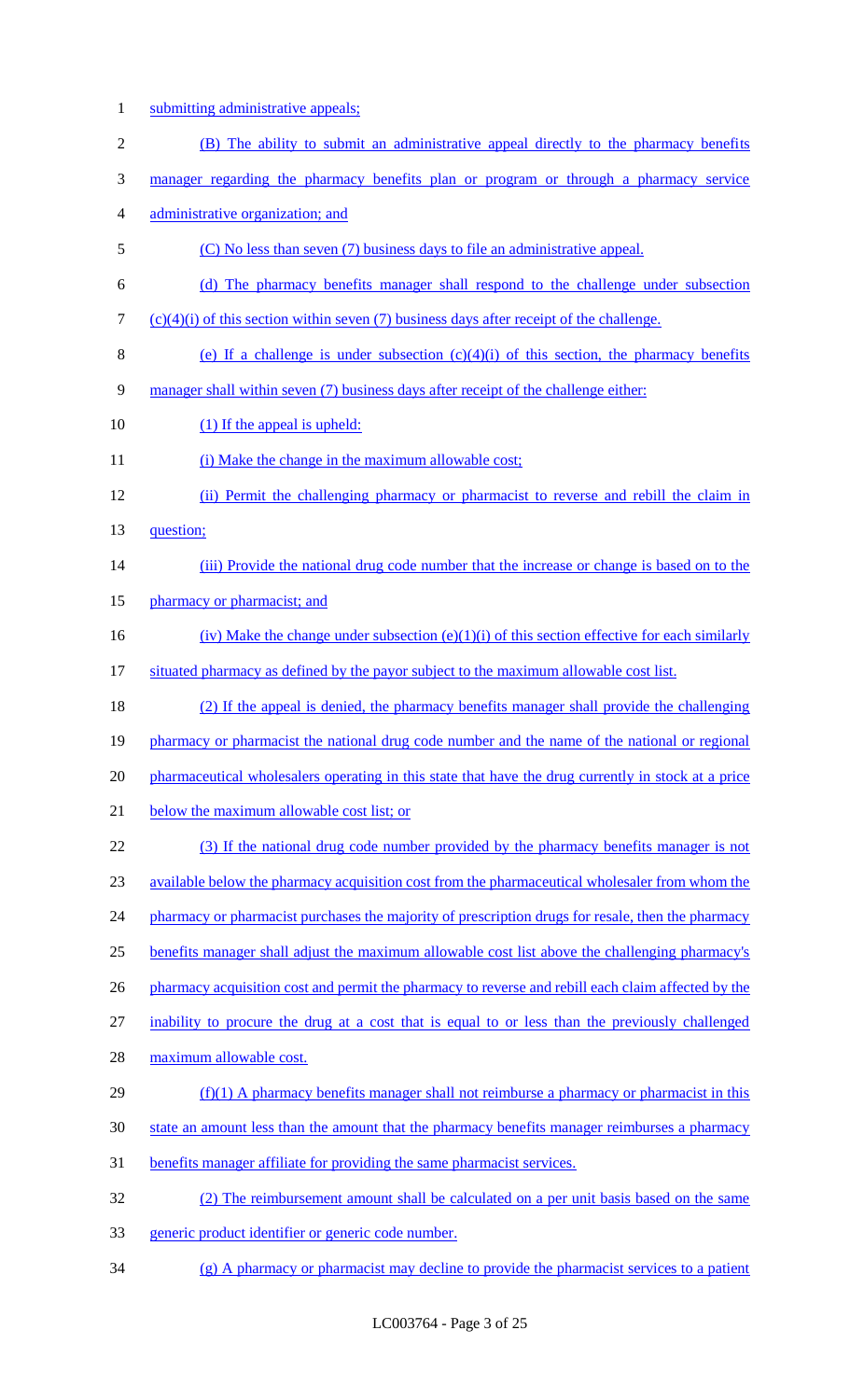submitting administrative appeals;

(B) The ability to submit an administrative appeal directly to the pharmacy benefits manager regarding the pharmacy benefits plan or program or through a pharmacy service administrative organization; and

(C) No less than seven (7) business days to file an administrative appeal.

(d) The pharmacy benefits manager shall respond to the challenge under subsection (c)(4)(i) of this section within seven (7) business days after receipt of the challenge.

(e) If a challenge is under subsection (c)(4)(i) of this section, the pharmacy benefits manager shall within seven (7) business days after receipt of the challenge either:

(1) If the appeal is upheld:

(i) Make the change in the maximum allowable cost;

(ii) Permit the challenging pharmacy or pharmacist to reverse and rebill the claim in question;

(iii) Provide the national drug code number that the increase or change is based on to the pharmacy or pharmacist; and

(iv) Make the change under subsection (e)(1)(i) of this section effective for each similarly situated pharmacy as defined by the payor subject to the maximum allowable cost list.

(2) If the appeal is denied, the pharmacy benefits manager shall provide the challenging pharmacy or pharmacist the national drug code number and the name of the national or regional pharmaceutical wholesalers operating in this state that have the drug currently in stock at a price below the maximum allowable cost list; or

(3) If the national drug code number provided by the pharmacy benefits manager is not available below the pharmacy acquisition cost from the pharmaceutical wholesaler from whom the pharmacy or pharmacist purchases the majority of prescription drugs for resale, then the pharmacy benefits manager shall adjust the maximum allowable cost list above the challenging pharmacy's pharmacy acquisition cost and permit the pharmacy to reverse and rebill each claim affected by the inability to procure the drug at a cost that is equal to or less than the previously challenged maximum allowable cost.

(f)(1) A pharmacy benefits manager shall not reimburse a pharmacy or pharmacist in this state an amount less than the amount that the pharmacy benefits manager reimburses a pharmacy benefits manager affiliate for providing the same pharmacist services.

(2) The reimbursement amount shall be calculated on a per unit basis based on the same generic product identifier or generic code number.

(g) A pharmacy or pharmacist may decline to provide the pharmacist services to a patient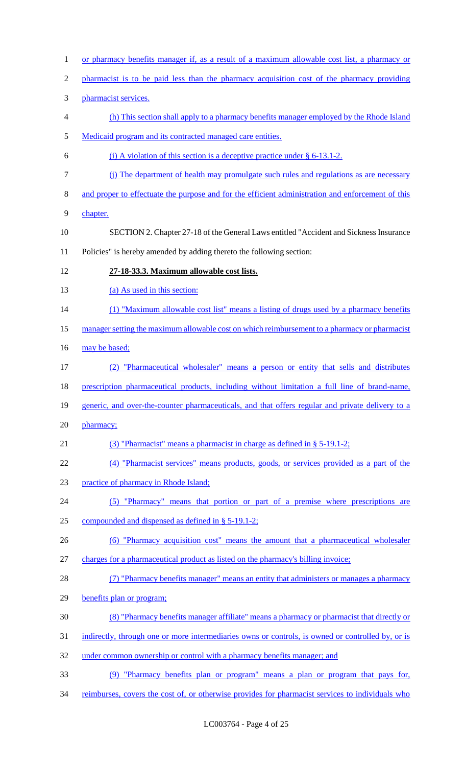or pharmacy benefits manager if, as a result of a maximum allowable cost list, a pharmacy or pharmacist is to be paid less than the pharmacy acquisition cost of the pharmacy providing pharmacist services.

(h) This section shall apply to a pharmacy benefits manager employed by the Rhode Island Medicaid program and its contracted managed care entities.

(i) A violation of this section is a deceptive practice under § 6-13.1-2.

(j) The department of health may promulgate such rules and regulations as are necessary and proper to effectuate the purpose and for the efficient administration and enforcement of this chapter.

SECTION 2. Chapter 27-18 of the General Laws entitled "Accident and Sickness Insurance Policies" is hereby amended by adding thereto the following section:

**27-18-33.3. Maximum allowable cost lists.**

(a) As used in this section:

(1) "Maximum allowable cost list" means a listing of drugs used by a pharmacy benefits manager setting the maximum allowable cost on which reimbursement to a pharmacy or pharmacist may be based;

(2) "Pharmaceutical wholesaler" means a person or entity that sells and distributes prescription pharmaceutical products, including without limitation a full line of brand-name, generic, and over-the-counter pharmaceuticals, and that offers regular and private delivery to a pharmacy;

(3) "Pharmacist" means a pharmacist in charge as defined in § 5-19.1-2;

(4) "Pharmacist services" means products, goods, or services provided as a part of the practice of pharmacy in Rhode Island;

(5) "Pharmacy" means that portion or part of a premise where prescriptions are compounded and dispensed as defined in § 5-19.1-2;

(6) "Pharmacy acquisition cost" means the amount that a pharmaceutical wholesaler charges for a pharmaceutical product as listed on the pharmacy's billing invoice;

(7) "Pharmacy benefits manager" means an entity that administers or manages a pharmacy benefits plan or program;

(8) "Pharmacy benefits manager affiliate" means a pharmacy or pharmacist that directly or indirectly, through one or more intermediaries owns or controls, is owned or controlled by, or is under common ownership or control with a pharmacy benefits manager; and

(9) "Pharmacy benefits plan or program" means a plan or program that pays for, reimburses, covers the cost of, or otherwise provides for pharmacist services to individuals who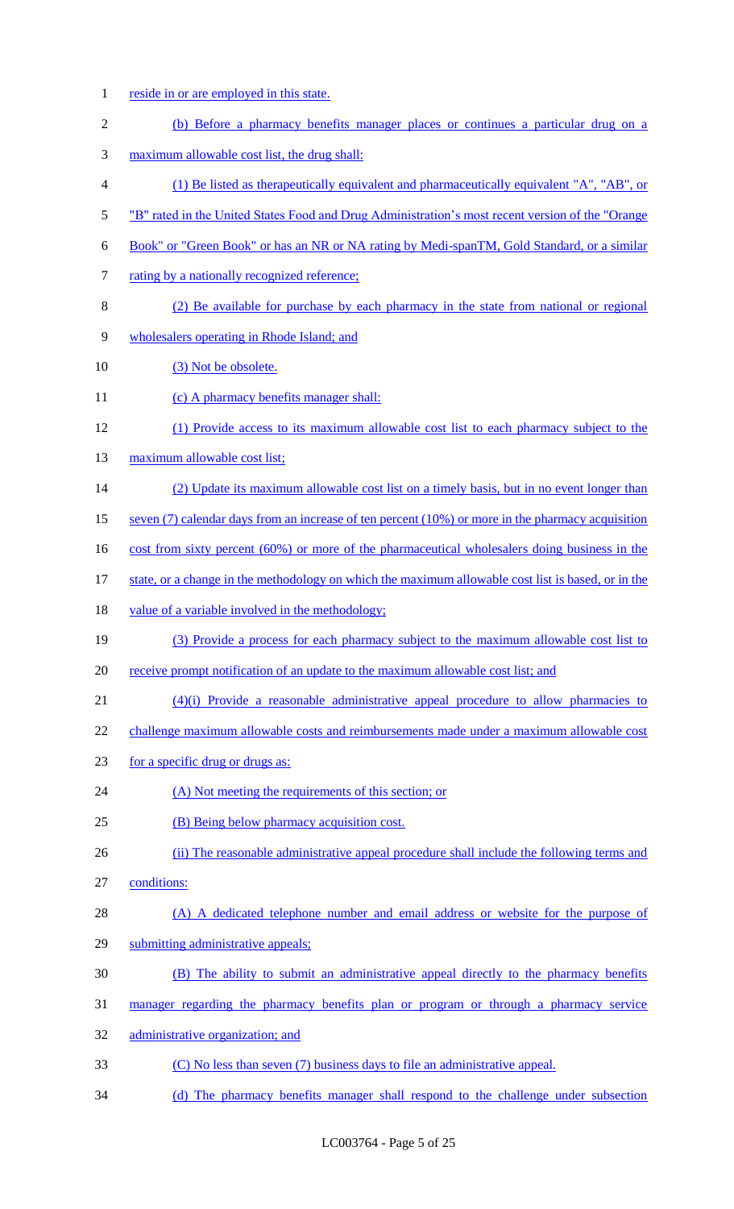reside in or are employed in this state.

(b) Before a pharmacy benefits manager places or continues a particular drug on a maximum allowable cost list, the drug shall:

(1) Be listed as therapeutically equivalent and pharmaceutically equivalent "A", "AB", or "B" rated in the United States Food and Drug Administration's most recent version of the "Orange Book" or "Green Book" or has an NR or NA rating by Medi-spanTM, Gold Standard, or a similar rating by a nationally recognized reference;

(2) Be available for purchase by each pharmacy in the state from national or regional wholesalers operating in Rhode Island; and

(3) Not be obsolete.

(c) A pharmacy benefits manager shall:

(1) Provide access to its maximum allowable cost list to each pharmacy subject to the maximum allowable cost list;

(2) Update its maximum allowable cost list on a timely basis, but in no event longer than seven (7) calendar days from an increase of ten percent (10%) or more in the pharmacy acquisition cost from sixty percent (60%) or more of the pharmaceutical wholesalers doing business in the state, or a change in the methodology on which the maximum allowable cost list is based, or in the value of a variable involved in the methodology;

(3) Provide a process for each pharmacy subject to the maximum allowable cost list to receive prompt notification of an update to the maximum allowable cost list; and

(4)(i) Provide a reasonable administrative appeal procedure to allow pharmacies to challenge maximum allowable costs and reimbursements made under a maximum allowable cost for a specific drug or drugs as:

(A) Not meeting the requirements of this section; or

(B) Being below pharmacy acquisition cost.

(ii) The reasonable administrative appeal procedure shall include the following terms and conditions:

(A) A dedicated telephone number and email address or website for the purpose of submitting administrative appeals;

(B) The ability to submit an administrative appeal directly to the pharmacy benefits manager regarding the pharmacy benefits plan or program or through a pharmacy service administrative organization; and

(C) No less than seven (7) business days to file an administrative appeal.

(d) The pharmacy benefits manager shall respond to the challenge under subsection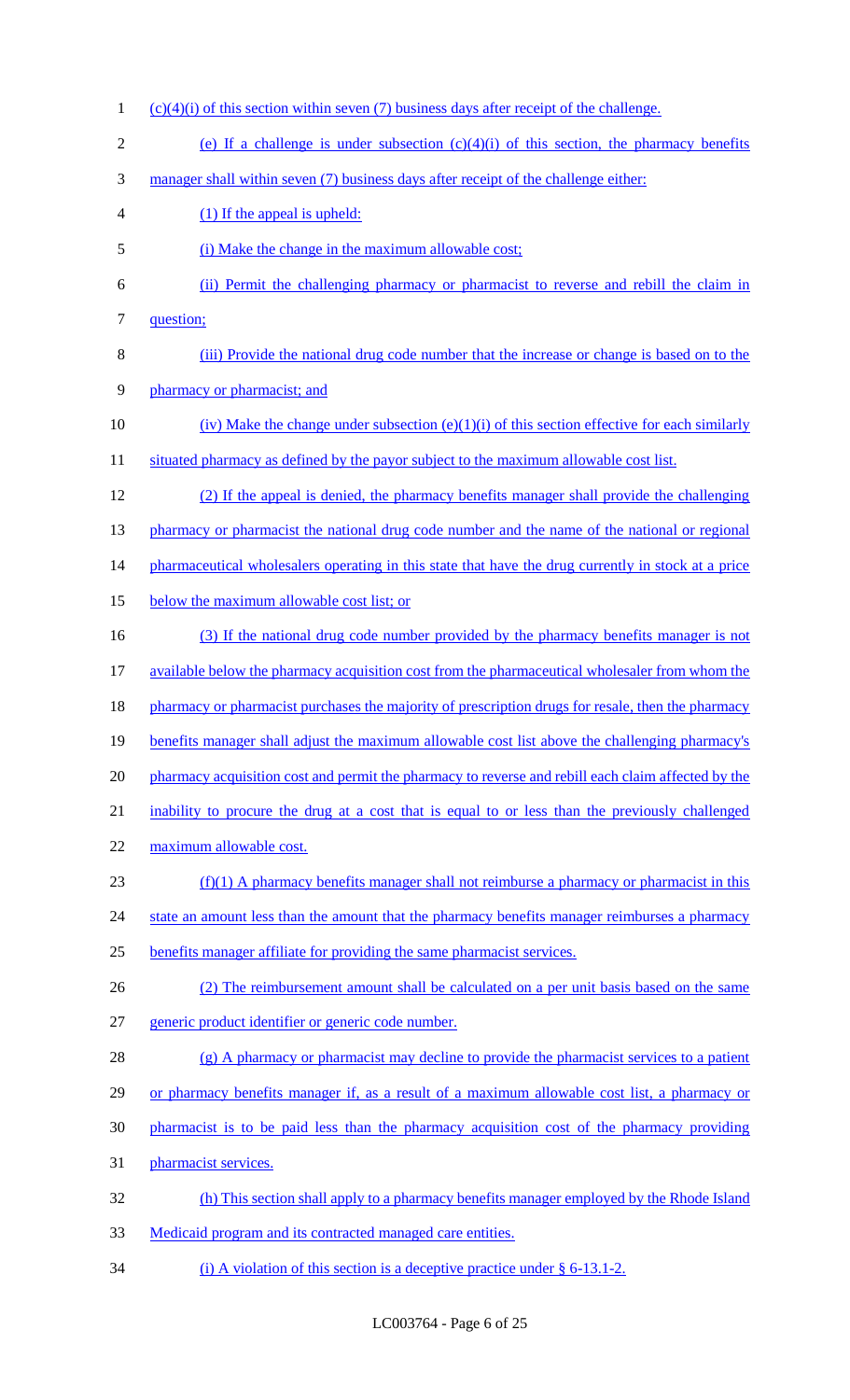(c)(4)(i) of this section within seven (7) business days after receipt of the challenge.

(e) If a challenge is under subsection (c)(4)(i) of this section, the pharmacy benefits manager shall within seven (7) business days after receipt of the challenge either:

(1) If the appeal is upheld:

(i) Make the change in the maximum allowable cost;

(ii) Permit the challenging pharmacy or pharmacist to reverse and rebill the claim in question;

(iii) Provide the national drug code number that the increase or change is based on to the pharmacy or pharmacist; and

(iv) Make the change under subsection (e)(1)(i) of this section effective for each similarly situated pharmacy as defined by the payor subject to the maximum allowable cost list.

(2) If the appeal is denied, the pharmacy benefits manager shall provide the challenging pharmacy or pharmacist the national drug code number and the name of the national or regional pharmaceutical wholesalers operating in this state that have the drug currently in stock at a price below the maximum allowable cost list; or

(3) If the national drug code number provided by the pharmacy benefits manager is not available below the pharmacy acquisition cost from the pharmaceutical wholesaler from whom the pharmacy or pharmacist purchases the majority of prescription drugs for resale, then the pharmacy benefits manager shall adjust the maximum allowable cost list above the challenging pharmacy's pharmacy acquisition cost and permit the pharmacy to reverse and rebill each claim affected by the inability to procure the drug at a cost that is equal to or less than the previously challenged maximum allowable cost.

(f)(1) A pharmacy benefits manager shall not reimburse a pharmacy or pharmacist in this state an amount less than the amount that the pharmacy benefits manager reimburses a pharmacy benefits manager affiliate for providing the same pharmacist services.

(2) The reimbursement amount shall be calculated on a per unit basis based on the same generic product identifier or generic code number.

(g) A pharmacy or pharmacist may decline to provide the pharmacist services to a patient or pharmacy benefits manager if, as a result of a maximum allowable cost list, a pharmacy or pharmacist is to be paid less than the pharmacy acquisition cost of the pharmacy providing pharmacist services.

(h) This section shall apply to a pharmacy benefits manager employed by the Rhode Island Medicaid program and its contracted managed care entities.

(i) A violation of this section is a deceptive practice under § 6-13.1-2.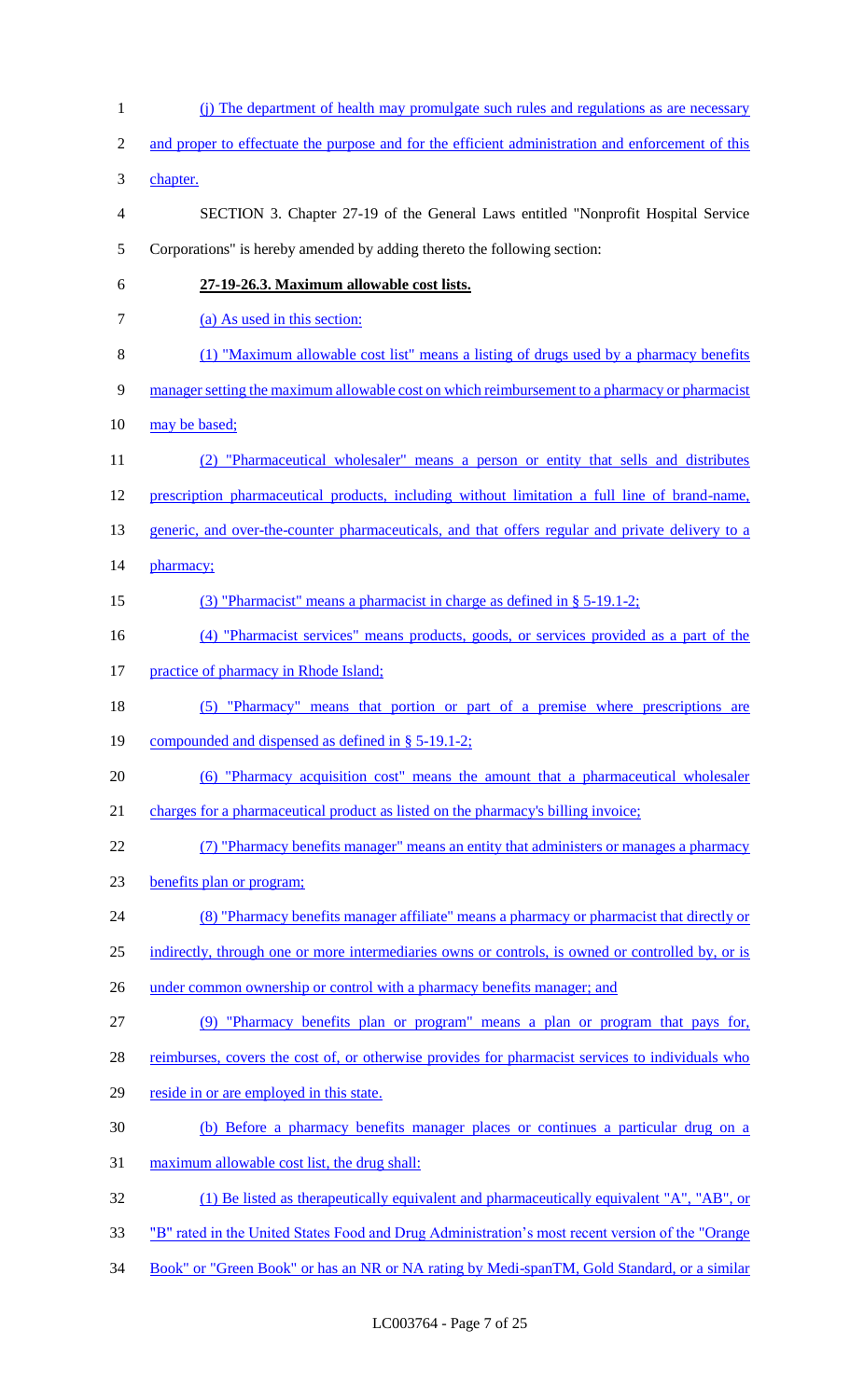(j) The department of health may promulgate such rules and regulations as are necessary and proper to effectuate the purpose and for the efficient administration and enforcement of this chapter.

SECTION 3. Chapter 27-19 of the General Laws entitled "Nonprofit Hospital Service Corporations" is hereby amended by adding thereto the following section:

**27-19-26.3. Maximum allowable cost lists.**

(a) As used in this section:

(1) "Maximum allowable cost list" means a listing of drugs used by a pharmacy benefits manager setting the maximum allowable cost on which reimbursement to a pharmacy or pharmacist may be based;

(2) "Pharmaceutical wholesaler" means a person or entity that sells and distributes prescription pharmaceutical products, including without limitation a full line of brand-name, generic, and over-the-counter pharmaceuticals, and that offers regular and private delivery to a pharmacy;

(3) "Pharmacist" means a pharmacist in charge as defined in § 5-19.1-2;

(4) "Pharmacist services" means products, goods, or services provided as a part of the practice of pharmacy in Rhode Island;

(5) "Pharmacy" means that portion or part of a premise where prescriptions are compounded and dispensed as defined in § 5-19.1-2;

(6) "Pharmacy acquisition cost" means the amount that a pharmaceutical wholesaler charges for a pharmaceutical product as listed on the pharmacy's billing invoice;

(7) "Pharmacy benefits manager" means an entity that administers or manages a pharmacy benefits plan or program;

(8) "Pharmacy benefits manager affiliate" means a pharmacy or pharmacist that directly or indirectly, through one or more intermediaries owns or controls, is owned or controlled by, or is under common ownership or control with a pharmacy benefits manager; and

(9) "Pharmacy benefits plan or program" means a plan or program that pays for, reimburses, covers the cost of, or otherwise provides for pharmacist services to individuals who reside in or are employed in this state.

(b) Before a pharmacy benefits manager places or continues a particular drug on a maximum allowable cost list, the drug shall:

(1) Be listed as therapeutically equivalent and pharmaceutically equivalent "A", "AB", or "B" rated in the United States Food and Drug Administration's most recent version of the "Orange Book" or "Green Book" or has an NR or NA rating by Medi-spanTM, Gold Standard, or a similar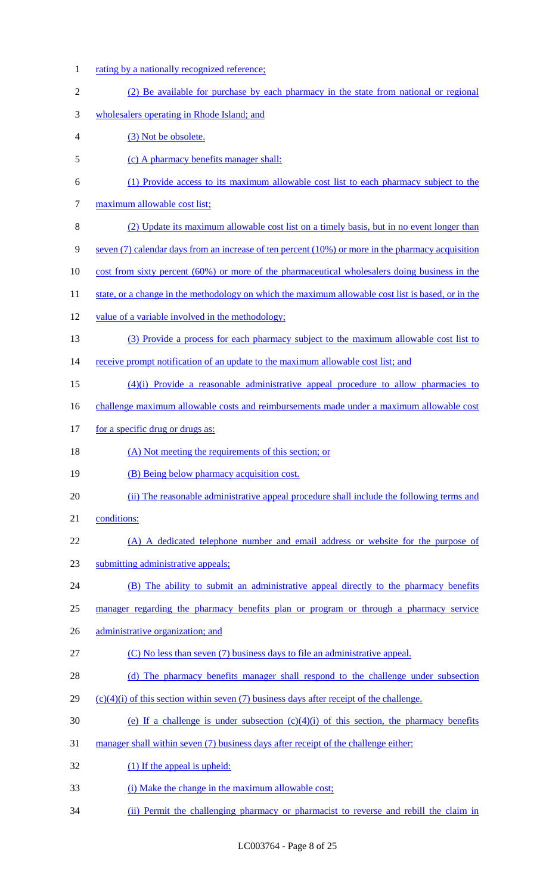rating by a nationally recognized reference;

(2) Be available for purchase by each pharmacy in the state from national or regional wholesalers operating in Rhode Island; and

(3) Not be obsolete.

(c) A pharmacy benefits manager shall:

(1) Provide access to its maximum allowable cost list to each pharmacy subject to the maximum allowable cost list;

(2) Update its maximum allowable cost list on a timely basis, but in no event longer than seven (7) calendar days from an increase of ten percent (10%) or more in the pharmacy acquisition cost from sixty percent (60%) or more of the pharmaceutical wholesalers doing business in the state, or a change in the methodology on which the maximum allowable cost list is based, or in the value of a variable involved in the methodology;

(3) Provide a process for each pharmacy subject to the maximum allowable cost list to receive prompt notification of an update to the maximum allowable cost list; and

(4)(i) Provide a reasonable administrative appeal procedure to allow pharmacies to challenge maximum allowable costs and reimbursements made under a maximum allowable cost for a specific drug or drugs as:

(A) Not meeting the requirements of this section; or

(B) Being below pharmacy acquisition cost.

(ii) The reasonable administrative appeal procedure shall include the following terms and conditions:

(A) A dedicated telephone number and email address or website for the purpose of submitting administrative appeals;

(B) The ability to submit an administrative appeal directly to the pharmacy benefits manager regarding the pharmacy benefits plan or program or through a pharmacy service administrative organization; and

(C) No less than seven (7) business days to file an administrative appeal.

(d) The pharmacy benefits manager shall respond to the challenge under subsection (c)(4)(i) of this section within seven (7) business days after receipt of the challenge.

(e) If a challenge is under subsection (c)(4)(i) of this section, the pharmacy benefits manager shall within seven (7) business days after receipt of the challenge either:

(1) If the appeal is upheld:

(i) Make the change in the maximum allowable cost;

(ii) Permit the challenging pharmacy or pharmacist to reverse and rebill the claim in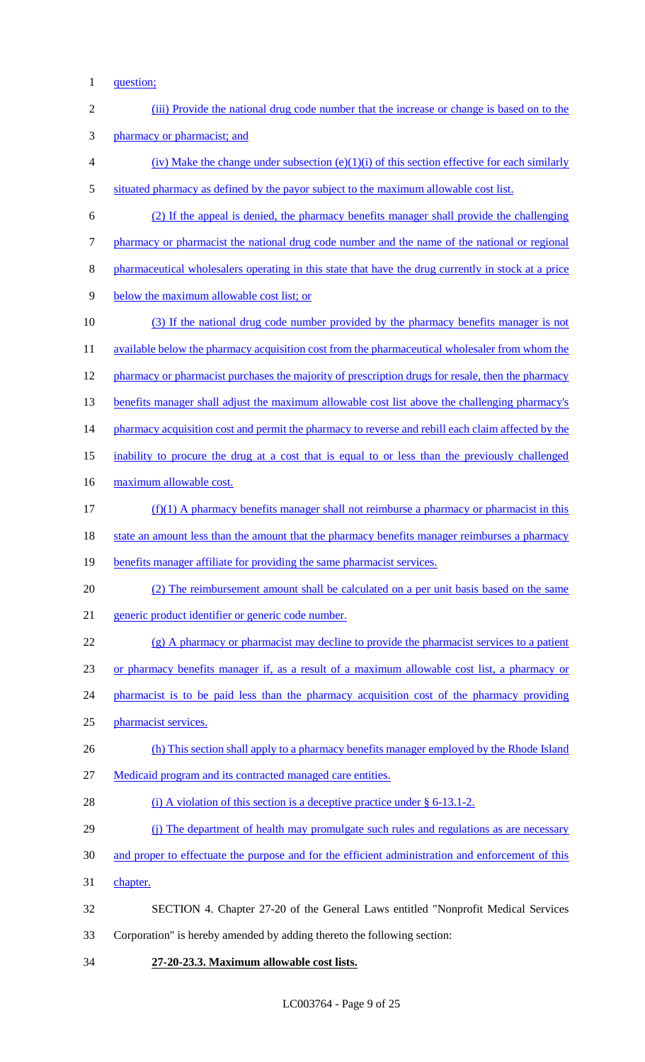question;

(iii) Provide the national drug code number that the increase or change is based on to the pharmacy or pharmacist; and

(iv) Make the change under subsection (e)(1)(i) of this section effective for each similarly situated pharmacy as defined by the payor subject to the maximum allowable cost list.

(2) If the appeal is denied, the pharmacy benefits manager shall provide the challenging pharmacy or pharmacist the national drug code number and the name of the national or regional pharmaceutical wholesalers operating in this state that have the drug currently in stock at a price below the maximum allowable cost list; or

(3) If the national drug code number provided by the pharmacy benefits manager is not available below the pharmacy acquisition cost from the pharmaceutical wholesaler from whom the pharmacy or pharmacist purchases the majority of prescription drugs for resale, then the pharmacy benefits manager shall adjust the maximum allowable cost list above the challenging pharmacy's pharmacy acquisition cost and permit the pharmacy to reverse and rebill each claim affected by the inability to procure the drug at a cost that is equal to or less than the previously challenged maximum allowable cost.

(f)(1) A pharmacy benefits manager shall not reimburse a pharmacy or pharmacist in this state an amount less than the amount that the pharmacy benefits manager reimburses a pharmacy benefits manager affiliate for providing the same pharmacist services.

(2) The reimbursement amount shall be calculated on a per unit basis based on the same generic product identifier or generic code number.

(g) A pharmacy or pharmacist may decline to provide the pharmacist services to a patient or pharmacy benefits manager if, as a result of a maximum allowable cost list, a pharmacy or pharmacist is to be paid less than the pharmacy acquisition cost of the pharmacy providing pharmacist services.

(h) This section shall apply to a pharmacy benefits manager employed by the Rhode Island Medicaid program and its contracted managed care entities.

(i) A violation of this section is a deceptive practice under § 6-13.1-2.

(j) The department of health may promulgate such rules and regulations as are necessary and proper to effectuate the purpose and for the efficient administration and enforcement of this chapter.

SECTION 4. Chapter 27-20 of the General Laws entitled "Nonprofit Medical Services Corporation" is hereby amended by adding thereto the following section:

**27-20-23.3. Maximum allowable cost lists.**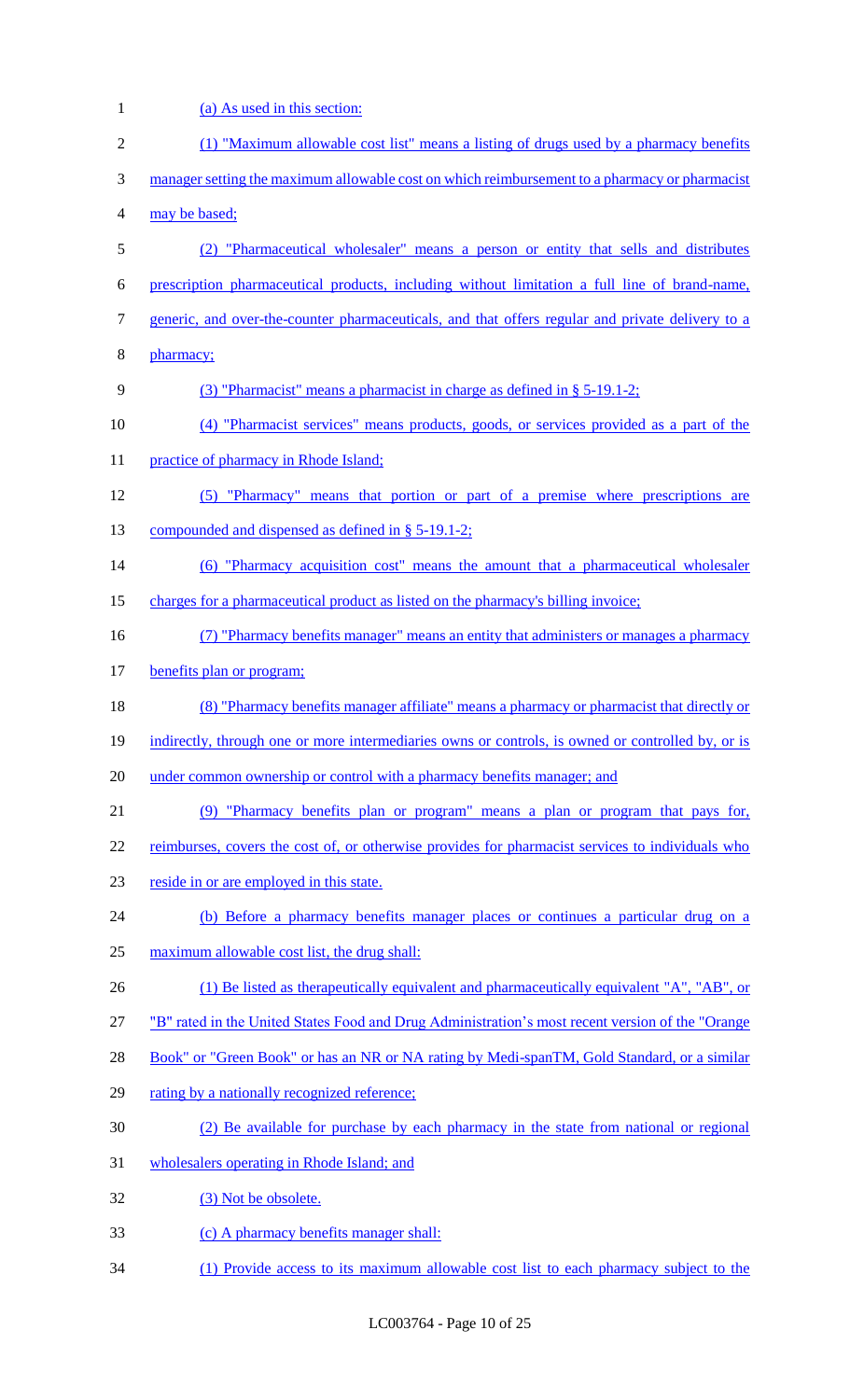(a) As used in this section:

(1) "Maximum allowable cost list" means a listing of drugs used by a pharmacy benefits manager setting the maximum allowable cost on which reimbursement to a pharmacy or pharmacist may be based;

(2) "Pharmaceutical wholesaler" means a person or entity that sells and distributes prescription pharmaceutical products, including without limitation a full line of brand-name, generic, and over-the-counter pharmaceuticals, and that offers regular and private delivery to a pharmacy;

(3) "Pharmacist" means a pharmacist in charge as defined in § 5-19.1-2;

(4) "Pharmacist services" means products, goods, or services provided as a part of the practice of pharmacy in Rhode Island;

(5) "Pharmacy" means that portion or part of a premise where prescriptions are compounded and dispensed as defined in § 5-19.1-2;

(6) "Pharmacy acquisition cost" means the amount that a pharmaceutical wholesaler charges for a pharmaceutical product as listed on the pharmacy's billing invoice;

(7) "Pharmacy benefits manager" means an entity that administers or manages a pharmacy benefits plan or program;

(8) "Pharmacy benefits manager affiliate" means a pharmacy or pharmacist that directly or indirectly, through one or more intermediaries owns or controls, is owned or controlled by, or is under common ownership or control with a pharmacy benefits manager; and

(9) "Pharmacy benefits plan or program" means a plan or program that pays for, reimburses, covers the cost of, or otherwise provides for pharmacist services to individuals who reside in or are employed in this state.

(b) Before a pharmacy benefits manager places or continues a particular drug on a maximum allowable cost list, the drug shall:

(1) Be listed as therapeutically equivalent and pharmaceutically equivalent "A", "AB", or "B" rated in the United States Food and Drug Administration's most recent version of the "Orange Book" or "Green Book" or has an NR or NA rating by Medi-spanTM, Gold Standard, or a similar rating by a nationally recognized reference;

(2) Be available for purchase by each pharmacy in the state from national or regional wholesalers operating in Rhode Island; and

(3) Not be obsolete.

(c) A pharmacy benefits manager shall:

(1) Provide access to its maximum allowable cost list to each pharmacy subject to the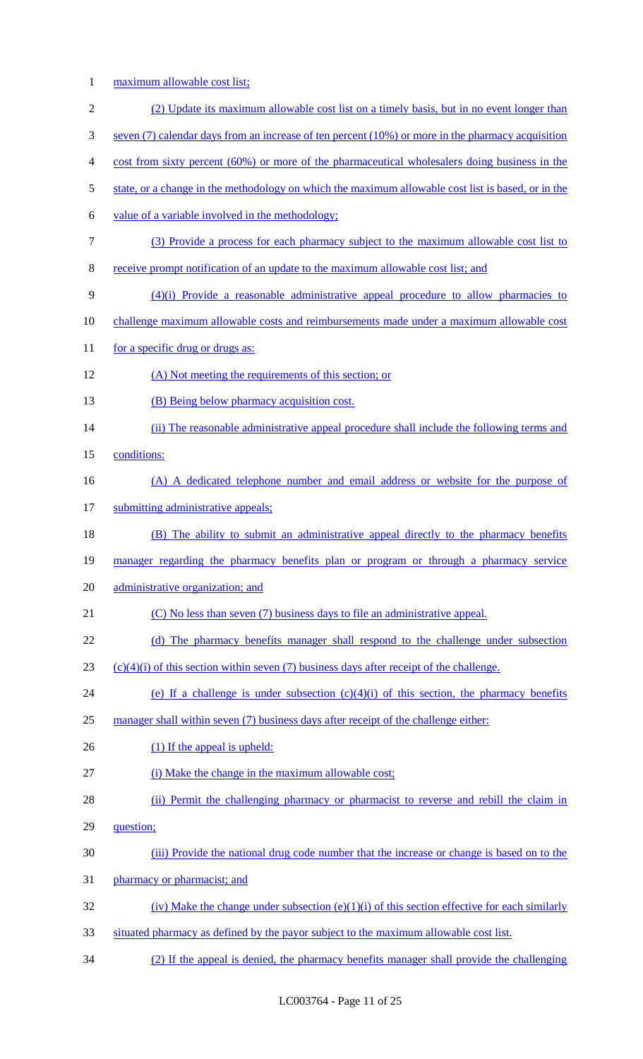maximum allowable cost list;

(2) Update its maximum allowable cost list on a timely basis, but in no event longer than seven (7) calendar days from an increase of ten percent (10%) or more in the pharmacy acquisition cost from sixty percent (60%) or more of the pharmaceutical wholesalers doing business in the state, or a change in the methodology on which the maximum allowable cost list is based, or in the value of a variable involved in the methodology;

(3) Provide a process for each pharmacy subject to the maximum allowable cost list to receive prompt notification of an update to the maximum allowable cost list; and

(4)(i) Provide a reasonable administrative appeal procedure to allow pharmacies to challenge maximum allowable costs and reimbursements made under a maximum allowable cost for a specific drug or drugs as:

(A) Not meeting the requirements of this section; or

(B) Being below pharmacy acquisition cost.

(ii) The reasonable administrative appeal procedure shall include the following terms and conditions:

(A) A dedicated telephone number and email address or website for the purpose of submitting administrative appeals;

(B) The ability to submit an administrative appeal directly to the pharmacy benefits manager regarding the pharmacy benefits plan or program or through a pharmacy service administrative organization; and

(C) No less than seven (7) business days to file an administrative appeal.

(d) The pharmacy benefits manager shall respond to the challenge under subsection (c)(4)(i) of this section within seven (7) business days after receipt of the challenge.

(e) If a challenge is under subsection (c)(4)(i) of this section, the pharmacy benefits manager shall within seven (7) business days after receipt of the challenge either:

(1) If the appeal is upheld:

(i) Make the change in the maximum allowable cost;

(ii) Permit the challenging pharmacy or pharmacist to reverse and rebill the claim in question;

(iii) Provide the national drug code number that the increase or change is based on to the pharmacy or pharmacist; and

(iv) Make the change under subsection (e)(1)(i) of this section effective for each similarly situated pharmacy as defined by the payor subject to the maximum allowable cost list.

(2) If the appeal is denied, the pharmacy benefits manager shall provide the challenging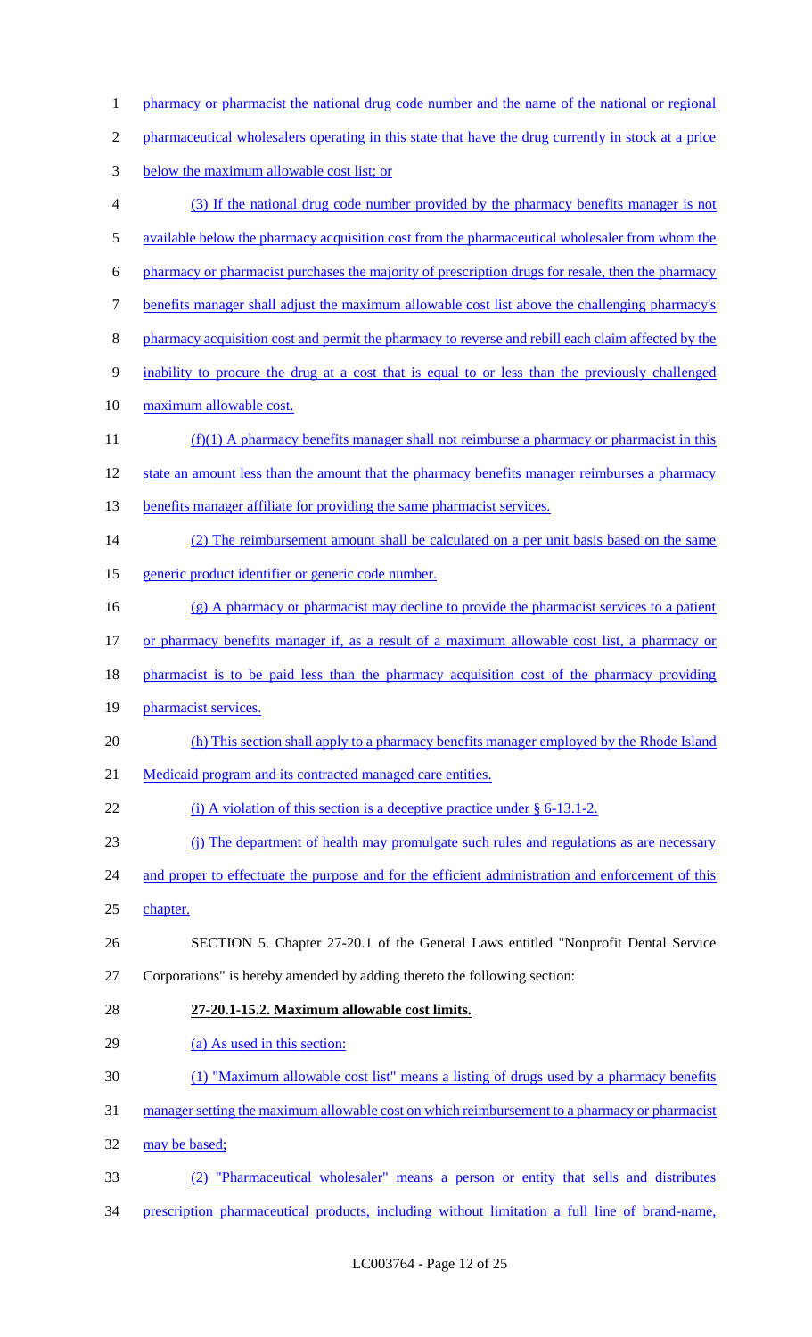pharmacy or pharmacist the national drug code number and the name of the national or regional pharmaceutical wholesalers operating in this state that have the drug currently in stock at a price below the maximum allowable cost list; or

(3) If the national drug code number provided by the pharmacy benefits manager is not available below the pharmacy acquisition cost from the pharmaceutical wholesaler from whom the pharmacy or pharmacist purchases the majority of prescription drugs for resale, then the pharmacy benefits manager shall adjust the maximum allowable cost list above the challenging pharmacy's pharmacy acquisition cost and permit the pharmacy to reverse and rebill each claim affected by the inability to procure the drug at a cost that is equal to or less than the previously challenged maximum allowable cost.

(f)(1) A pharmacy benefits manager shall not reimburse a pharmacy or pharmacist in this state an amount less than the amount that the pharmacy benefits manager reimburses a pharmacy benefits manager affiliate for providing the same pharmacist services.

(2) The reimbursement amount shall be calculated on a per unit basis based on the same generic product identifier or generic code number.

(g) A pharmacy or pharmacist may decline to provide the pharmacist services to a patient or pharmacy benefits manager if, as a result of a maximum allowable cost list, a pharmacy or pharmacist is to be paid less than the pharmacy acquisition cost of the pharmacy providing pharmacist services.

(h) This section shall apply to a pharmacy benefits manager employed by the Rhode Island Medicaid program and its contracted managed care entities.

(i) A violation of this section is a deceptive practice under § 6-13.1-2.

(j) The department of health may promulgate such rules and regulations as are necessary and proper to effectuate the purpose and for the efficient administration and enforcement of this chapter.

SECTION 5. Chapter 27-20.1 of the General Laws entitled "Nonprofit Dental Service Corporations" is hereby amended by adding thereto the following section:

**27-20.1-15.2. Maximum allowable cost limits.**

(a) As used in this section:

(1) "Maximum allowable cost list" means a listing of drugs used by a pharmacy benefits manager setting the maximum allowable cost on which reimbursement to a pharmacy or pharmacist may be based;

(2) "Pharmaceutical wholesaler" means a person or entity that sells and distributes prescription pharmaceutical products, including without limitation a full line of brand-name,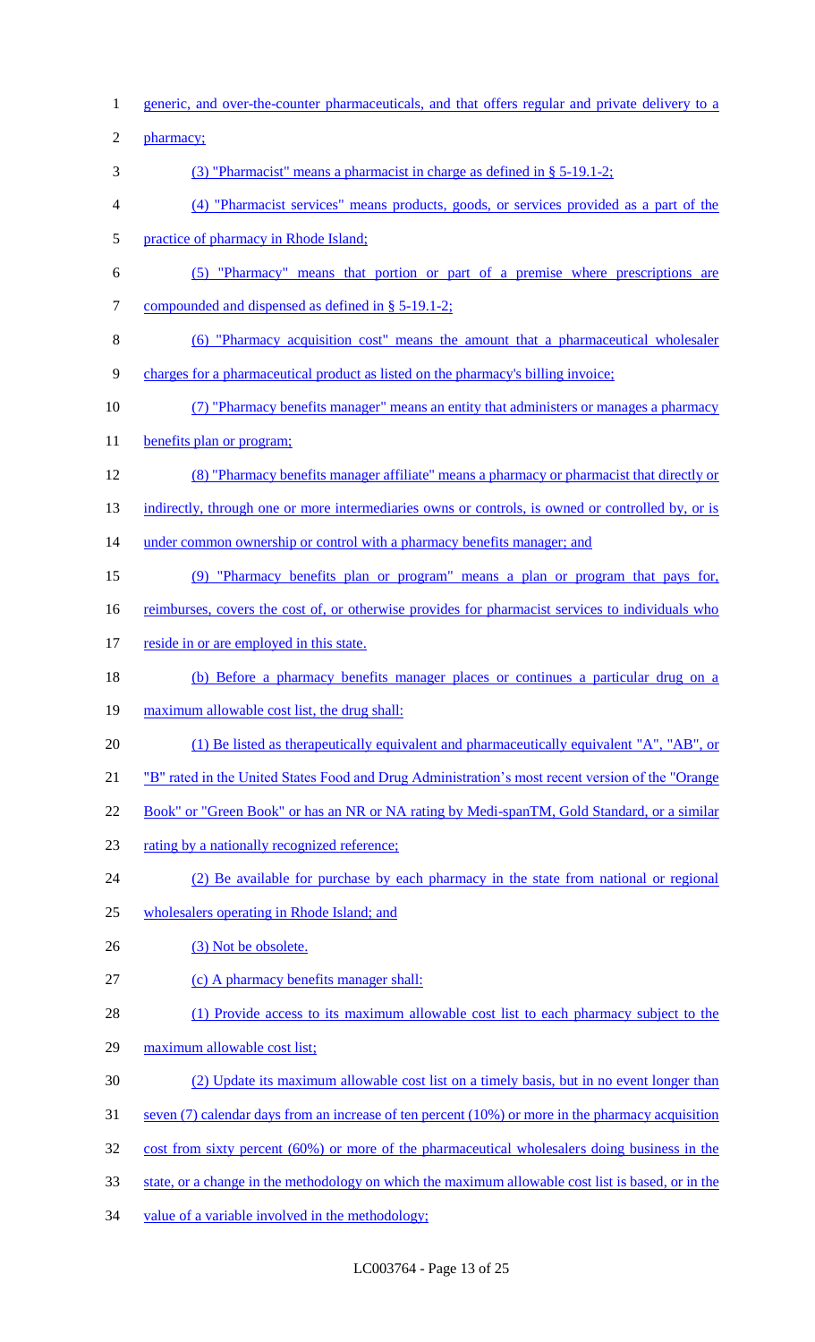generic, and over-the-counter pharmaceuticals, and that offers regular and private delivery to a pharmacy;

(3) "Pharmacist" means a pharmacist in charge as defined in § 5-19.1-2;

(4) "Pharmacist services" means products, goods, or services provided as a part of the practice of pharmacy in Rhode Island;

(5) "Pharmacy" means that portion or part of a premise where prescriptions are compounded and dispensed as defined in § 5-19.1-2;

(6) "Pharmacy acquisition cost" means the amount that a pharmaceutical wholesaler charges for a pharmaceutical product as listed on the pharmacy's billing invoice;

(7) "Pharmacy benefits manager" means an entity that administers or manages a pharmacy benefits plan or program;

(8) "Pharmacy benefits manager affiliate" means a pharmacy or pharmacist that directly or indirectly, through one or more intermediaries owns or controls, is owned or controlled by, or is under common ownership or control with a pharmacy benefits manager; and

(9) "Pharmacy benefits plan or program" means a plan or program that pays for, reimburses, covers the cost of, or otherwise provides for pharmacist services to individuals who reside in or are employed in this state.

(b) Before a pharmacy benefits manager places or continues a particular drug on a maximum allowable cost list, the drug shall:

(1) Be listed as therapeutically equivalent and pharmaceutically equivalent "A", "AB", or "B" rated in the United States Food and Drug Administration's most recent version of the "Orange Book" or "Green Book" or has an NR or NA rating by Medi-spanTM, Gold Standard, or a similar rating by a nationally recognized reference;

(2) Be available for purchase by each pharmacy in the state from national or regional wholesalers operating in Rhode Island; and

(3) Not be obsolete.

(c) A pharmacy benefits manager shall:

(1) Provide access to its maximum allowable cost list to each pharmacy subject to the maximum allowable cost list;

(2) Update its maximum allowable cost list on a timely basis, but in no event longer than seven (7) calendar days from an increase of ten percent (10%) or more in the pharmacy acquisition cost from sixty percent (60%) or more of the pharmaceutical wholesalers doing business in the state, or a change in the methodology on which the maximum allowable cost list is based, or in the value of a variable involved in the methodology;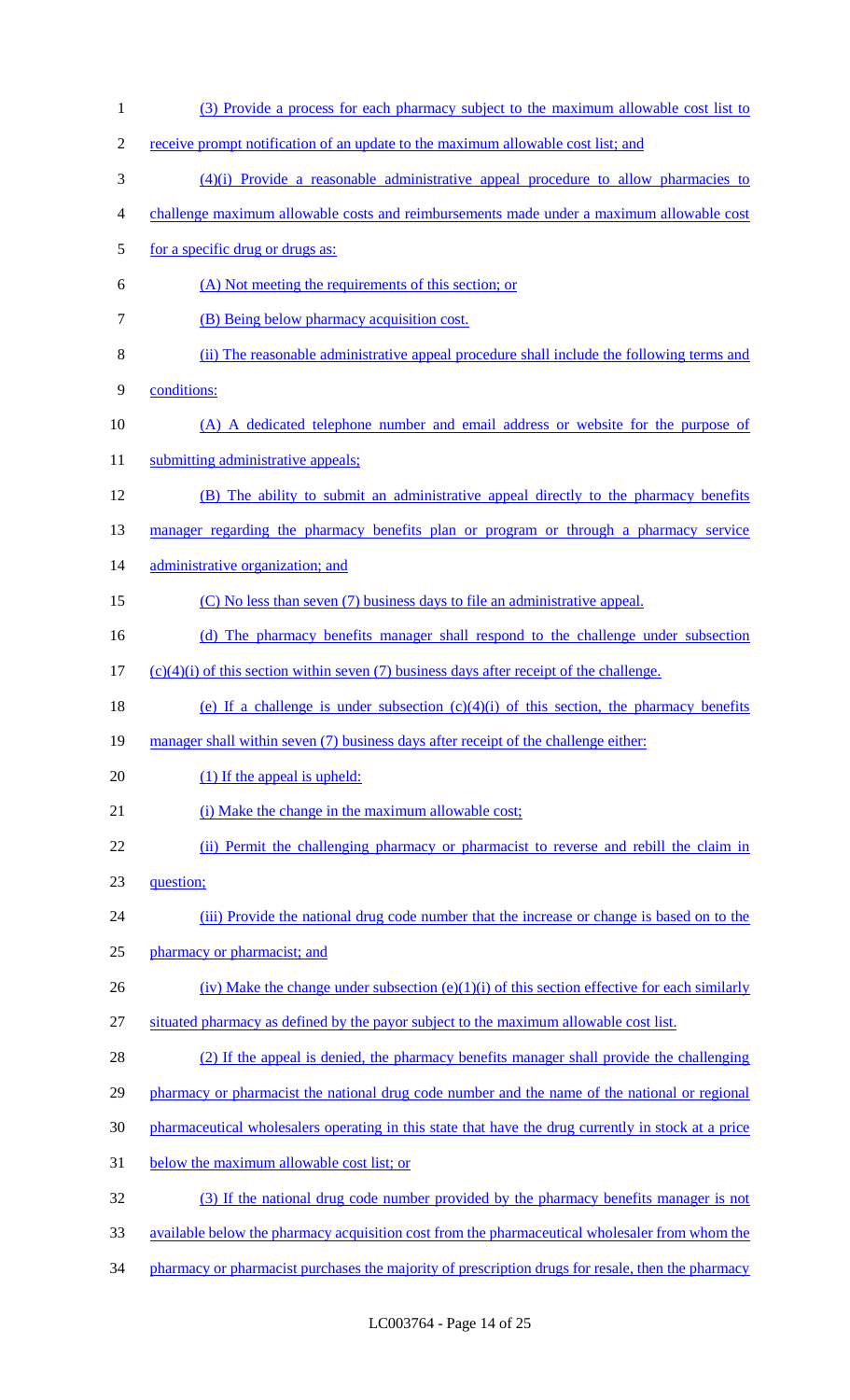(3) Provide a process for each pharmacy subject to the maximum allowable cost list to receive prompt notification of an update to the maximum allowable cost list; and

(4)(i) Provide a reasonable administrative appeal procedure to allow pharmacies to challenge maximum allowable costs and reimbursements made under a maximum allowable cost for a specific drug or drugs as:

(A) Not meeting the requirements of this section; or

(B) Being below pharmacy acquisition cost.

(ii) The reasonable administrative appeal procedure shall include the following terms and conditions:

(A) A dedicated telephone number and email address or website for the purpose of submitting administrative appeals;

(B) The ability to submit an administrative appeal directly to the pharmacy benefits manager regarding the pharmacy benefits plan or program or through a pharmacy service administrative organization; and

(C) No less than seven (7) business days to file an administrative appeal.

(d) The pharmacy benefits manager shall respond to the challenge under subsection (c)(4)(i) of this section within seven (7) business days after receipt of the challenge.

(e) If a challenge is under subsection (c)(4)(i) of this section, the pharmacy benefits manager shall within seven (7) business days after receipt of the challenge either:

(1) If the appeal is upheld:

(i) Make the change in the maximum allowable cost;

(ii) Permit the challenging pharmacy or pharmacist to reverse and rebill the claim in question;

(iii) Provide the national drug code number that the increase or change is based on to the pharmacy or pharmacist; and

(iv) Make the change under subsection (e)(1)(i) of this section effective for each similarly situated pharmacy as defined by the payor subject to the maximum allowable cost list.

(2) If the appeal is denied, the pharmacy benefits manager shall provide the challenging pharmacy or pharmacist the national drug code number and the name of the national or regional pharmaceutical wholesalers operating in this state that have the drug currently in stock at a price below the maximum allowable cost list; or

(3) If the national drug code number provided by the pharmacy benefits manager is not available below the pharmacy acquisition cost from the pharmaceutical wholesaler from whom the pharmacy or pharmacist purchases the majority of prescription drugs for resale, then the pharmacy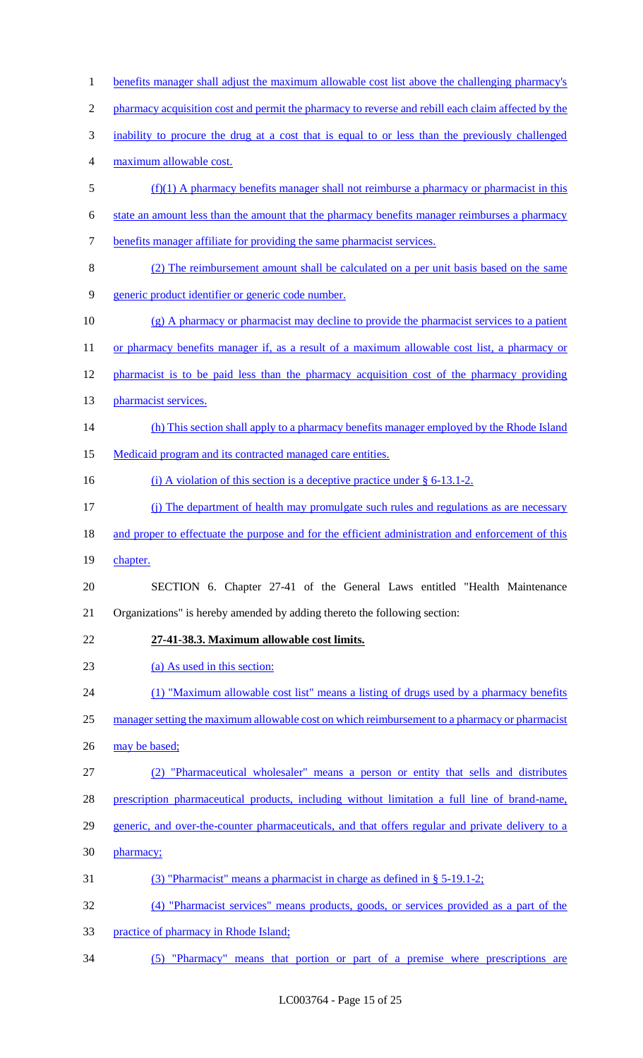benefits manager shall adjust the maximum allowable cost list above the challenging pharmacy's pharmacy acquisition cost and permit the pharmacy to reverse and rebill each claim affected by the inability to procure the drug at a cost that is equal to or less than the previously challenged maximum allowable cost.

(f)(1) A pharmacy benefits manager shall not reimburse a pharmacy or pharmacist in this state an amount less than the amount that the pharmacy benefits manager reimburses a pharmacy benefits manager affiliate for providing the same pharmacist services.

(2) The reimbursement amount shall be calculated on a per unit basis based on the same generic product identifier or generic code number.

(g) A pharmacy or pharmacist may decline to provide the pharmacist services to a patient or pharmacy benefits manager if, as a result of a maximum allowable cost list, a pharmacy or pharmacist is to be paid less than the pharmacy acquisition cost of the pharmacy providing pharmacist services.

(h) This section shall apply to a pharmacy benefits manager employed by the Rhode Island Medicaid program and its contracted managed care entities.

(i) A violation of this section is a deceptive practice under § 6-13.1-2.

(j) The department of health may promulgate such rules and regulations as are necessary and proper to effectuate the purpose and for the efficient administration and enforcement of this chapter.

SECTION 6. Chapter 27-41 of the General Laws entitled "Health Maintenance Organizations" is hereby amended by adding thereto the following section:

**27-41-38.3. Maximum allowable cost limits.**

(a) As used in this section:

(1) "Maximum allowable cost list" means a listing of drugs used by a pharmacy benefits manager setting the maximum allowable cost on which reimbursement to a pharmacy or pharmacist may be based;

(2) "Pharmaceutical wholesaler" means a person or entity that sells and distributes prescription pharmaceutical products, including without limitation a full line of brand-name, generic, and over-the-counter pharmaceuticals, and that offers regular and private delivery to a pharmacy;

(3) "Pharmacist" means a pharmacist in charge as defined in § 5-19.1-2;

(4) "Pharmacist services" means products, goods, or services provided as a part of the practice of pharmacy in Rhode Island;

(5) "Pharmacy" means that portion or part of a premise where prescriptions are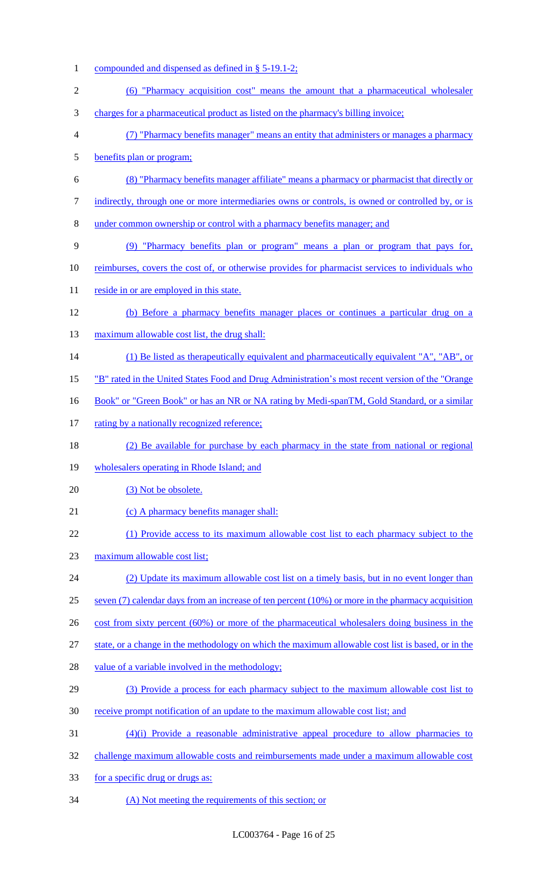compounded and dispensed as defined in § 5-19.1-2;

(6) "Pharmacy acquisition cost" means the amount that a pharmaceutical wholesaler charges for a pharmaceutical product as listed on the pharmacy's billing invoice;

(7) "Pharmacy benefits manager" means an entity that administers or manages a pharmacy benefits plan or program;

(8) "Pharmacy benefits manager affiliate" means a pharmacy or pharmacist that directly or indirectly, through one or more intermediaries owns or controls, is owned or controlled by, or is under common ownership or control with a pharmacy benefits manager; and

(9) "Pharmacy benefits plan or program" means a plan or program that pays for, reimburses, covers the cost of, or otherwise provides for pharmacist services to individuals who reside in or are employed in this state.

(b) Before a pharmacy benefits manager places or continues a particular drug on a maximum allowable cost list, the drug shall:

(1) Be listed as therapeutically equivalent and pharmaceutically equivalent "A", "AB", or "B" rated in the United States Food and Drug Administration's most recent version of the "Orange Book" or "Green Book" or has an NR or NA rating by Medi-spanTM, Gold Standard, or a similar rating by a nationally recognized reference;

(2) Be available for purchase by each pharmacy in the state from national or regional wholesalers operating in Rhode Island; and

(3) Not be obsolete.

(c) A pharmacy benefits manager shall:

(1) Provide access to its maximum allowable cost list to each pharmacy subject to the maximum allowable cost list;

(2) Update its maximum allowable cost list on a timely basis, but in no event longer than seven (7) calendar days from an increase of ten percent (10%) or more in the pharmacy acquisition cost from sixty percent (60%) or more of the pharmaceutical wholesalers doing business in the state, or a change in the methodology on which the maximum allowable cost list is based, or in the value of a variable involved in the methodology;

(3) Provide a process for each pharmacy subject to the maximum allowable cost list to receive prompt notification of an update to the maximum allowable cost list; and

(4)(i) Provide a reasonable administrative appeal procedure to allow pharmacies to challenge maximum allowable costs and reimbursements made under a maximum allowable cost for a specific drug or drugs as:

(A) Not meeting the requirements of this section; or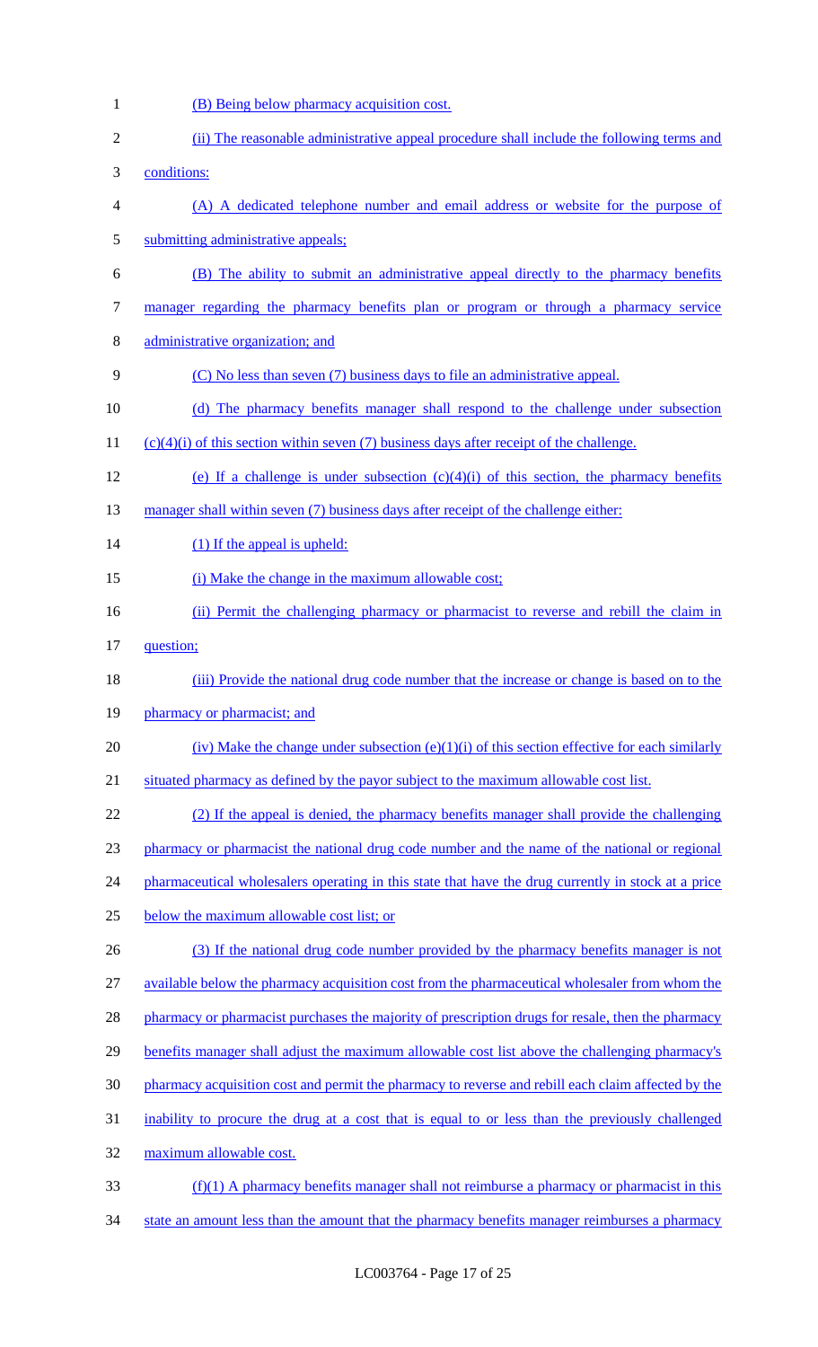(B) Being below pharmacy acquisition cost.

(ii) The reasonable administrative appeal procedure shall include the following terms and conditions:

(A) A dedicated telephone number and email address or website for the purpose of submitting administrative appeals;

(B) The ability to submit an administrative appeal directly to the pharmacy benefits manager regarding the pharmacy benefits plan or program or through a pharmacy service administrative organization; and

(C) No less than seven (7) business days to file an administrative appeal.

(d) The pharmacy benefits manager shall respond to the challenge under subsection (c)(4)(i) of this section within seven (7) business days after receipt of the challenge.

(e) If a challenge is under subsection (c)(4)(i) of this section, the pharmacy benefits manager shall within seven (7) business days after receipt of the challenge either:

(1) If the appeal is upheld:

(i) Make the change in the maximum allowable cost;

(ii) Permit the challenging pharmacy or pharmacist to reverse and rebill the claim in question;

(iii) Provide the national drug code number that the increase or change is based on to the pharmacy or pharmacist; and

(iv) Make the change under subsection (e)(1)(i) of this section effective for each similarly situated pharmacy as defined by the payor subject to the maximum allowable cost list.

(2) If the appeal is denied, the pharmacy benefits manager shall provide the challenging pharmacy or pharmacist the national drug code number and the name of the national or regional pharmaceutical wholesalers operating in this state that have the drug currently in stock at a price below the maximum allowable cost list; or

(3) If the national drug code number provided by the pharmacy benefits manager is not available below the pharmacy acquisition cost from the pharmaceutical wholesaler from whom the pharmacy or pharmacist purchases the majority of prescription drugs for resale, then the pharmacy benefits manager shall adjust the maximum allowable cost list above the challenging pharmacy's pharmacy acquisition cost and permit the pharmacy to reverse and rebill each claim affected by the inability to procure the drug at a cost that is equal to or less than the previously challenged maximum allowable cost.

(f)(1) A pharmacy benefits manager shall not reimburse a pharmacy or pharmacist in this state an amount less than the amount that the pharmacy benefits manager reimburses a pharmacy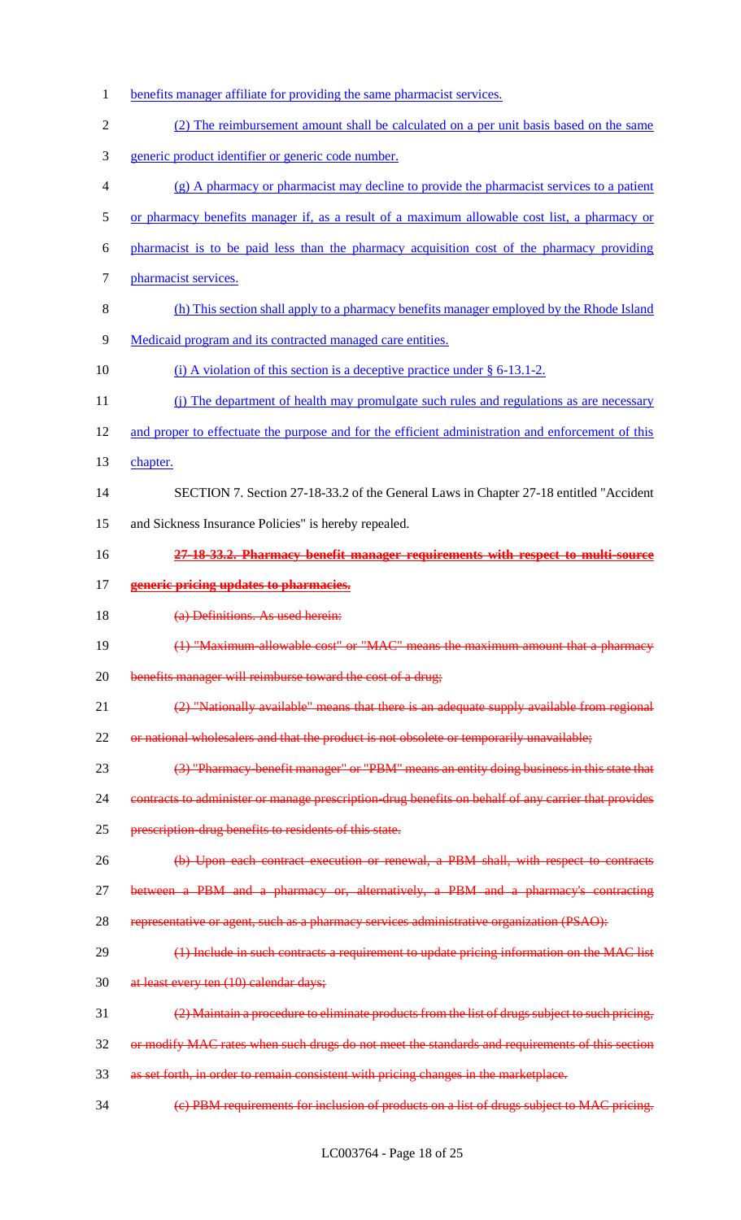benefits manager affiliate for providing the same pharmacist services.

(2) The reimbursement amount shall be calculated on a per unit basis based on the same generic product identifier or generic code number.

(g) A pharmacy or pharmacist may decline to provide the pharmacist services to a patient or pharmacy benefits manager if, as a result of a maximum allowable cost list, a pharmacy or pharmacist is to be paid less than the pharmacy acquisition cost of the pharmacy providing pharmacist services.

(h) This section shall apply to a pharmacy benefits manager employed by the Rhode Island Medicaid program and its contracted managed care entities.

(i) A violation of this section is a deceptive practice under § 6-13.1-2.

(j) The department of health may promulgate such rules and regulations as are necessary and proper to effectuate the purpose and for the efficient administration and enforcement of this chapter.

SECTION 7. Section 27-18-33.2 of the General Laws in Chapter 27-18 entitled "Accident and Sickness Insurance Policies" is hereby repealed.

~~**27-18-33.2. Pharmacy benefit manager requirements with respect to multi-source generic pricing updates to pharmacies.**~~

~~(a) Definitions. As used herein:~~

~~(1) "Maximum-allowable cost" or "MAC" means the maximum amount that a pharmacy benefits manager will reimburse toward the cost of a drug;~~

~~(2) "Nationally available" means that there is an adequate supply available from regional or national wholesalers and that the product is not obsolete or temporarily unavailable;~~

~~(3) "Pharmacy-benefit manager" or "PBM" means an entity doing business in this state that contracts to administer or manage prescription-drug benefits on behalf of any carrier that provides prescription-drug benefits to residents of this state.~~

~~(b) Upon each contract execution or renewal, a PBM shall, with respect to contracts between a PBM and a pharmacy or, alternatively, a PBM and a pharmacy's contracting representative or agent, such as a pharmacy services administrative organization (PSAO):~~

~~(1) Include in such contracts a requirement to update pricing information on the MAC list at least every ten (10) calendar days;~~

~~(2) Maintain a procedure to eliminate products from the list of drugs subject to such pricing, or modify MAC rates when such drugs do not meet the standards and requirements of this section as set forth, in order to remain consistent with pricing changes in the marketplace.~~

~~(c) PBM requirements for inclusion of products on a list of drugs subject to MAC pricing.~~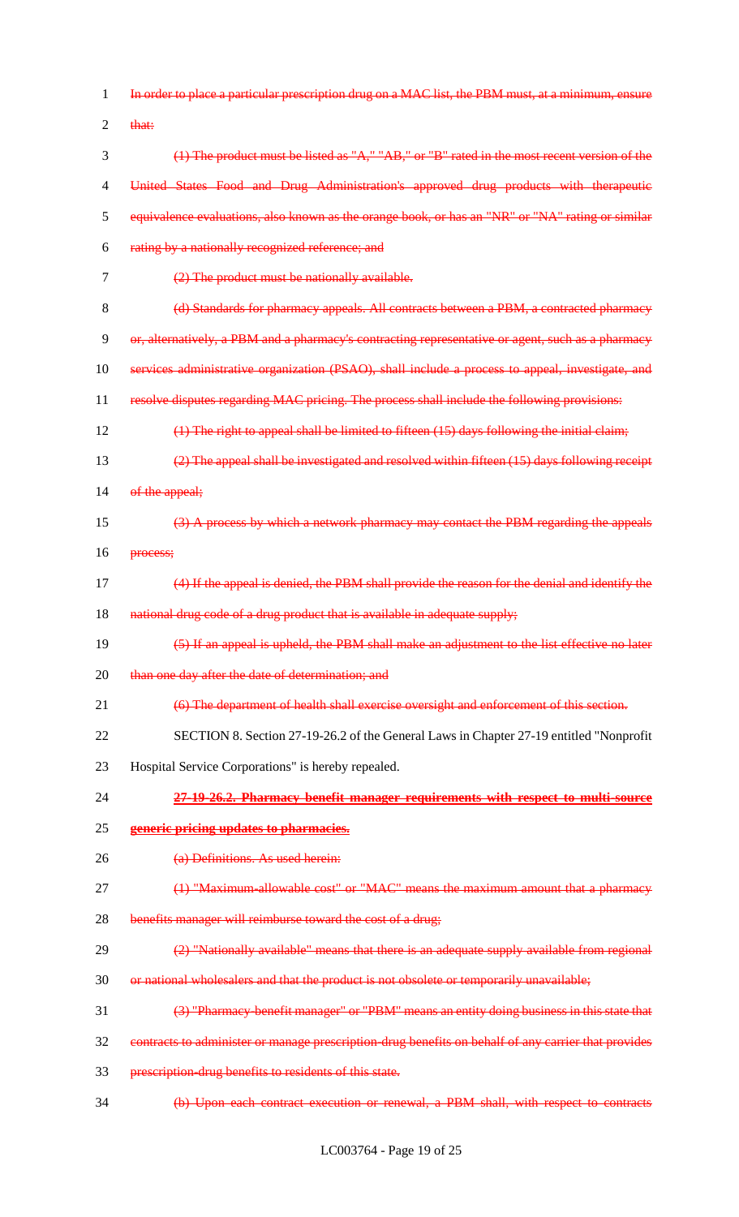~~In order to place a particular prescription drug on a MAC list, the PBM must, at a minimum, ensure that:~~

~~(1) The product must be listed as "A," "AB," or "B" rated in the most recent version of the United States Food and Drug Administration's approved drug products with therapeutic equivalence evaluations, also known as the orange book, or has an "NR" or "NA" rating or similar rating by a nationally recognized reference; and~~

~~(2) The product must be nationally available.~~

~~(d) Standards for pharmacy appeals. All contracts between a PBM, a contracted pharmacy or, alternatively, a PBM and a pharmacy's contracting representative or agent, such as a pharmacy services administrative organization (PSAO), shall include a process to appeal, investigate, and resolve disputes regarding MAC pricing. The process shall include the following provisions:~~

~~(1) The right to appeal shall be limited to fifteen (15) days following the initial claim;~~

~~(2) The appeal shall be investigated and resolved within fifteen (15) days following receipt of the appeal;~~

~~(3) A process by which a network pharmacy may contact the PBM regarding the appeals process;~~

~~(4) If the appeal is denied, the PBM shall provide the reason for the denial and identify the national drug code of a drug product that is available in adequate supply;~~

~~(5) If an appeal is upheld, the PBM shall make an adjustment to the list effective no later than one day after the date of determination; and~~

~~(6) The department of health shall exercise oversight and enforcement of this section.~~

SECTION 8. Section 27-19-26.2 of the General Laws in Chapter 27-19 entitled "Nonprofit Hospital Service Corporations" is hereby repealed.

~~**27-19-26.2. Pharmacy benefit manager requirements with respect to multi-source generic pricing updates to pharmacies.**~~

~~(a) Definitions. As used herein:~~

~~(1) "Maximum-allowable cost" or "MAC" means the maximum amount that a pharmacy benefits manager will reimburse toward the cost of a drug;~~

~~(2) "Nationally available" means that there is an adequate supply available from regional or national wholesalers and that the product is not obsolete or temporarily unavailable;~~

~~(3) "Pharmacy-benefit manager" or "PBM" means an entity doing business in this state that contracts to administer or manage prescription-drug benefits on behalf of any carrier that provides prescription-drug benefits to residents of this state.~~

~~(b) Upon each contract execution or renewal, a PBM shall, with respect to contracts~~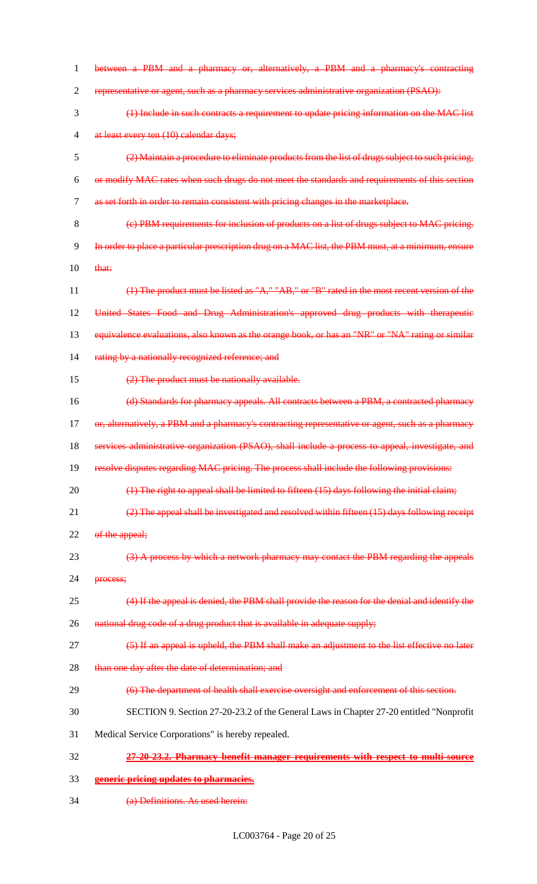~~between a PBM and a pharmacy or, alternatively, a PBM and a pharmacy's contracting representative or agent, such as a pharmacy services administrative organization (PSAO):~~

~~(1) Include in such contracts a requirement to update pricing information on the MAC list at least every ten (10) calendar days;~~

~~(2) Maintain a procedure to eliminate products from the list of drugs subject to such pricing, or modify MAC rates when such drugs do not meet the standards and requirements of this section as set forth in order to remain consistent with pricing changes in the marketplace.~~

~~(c) PBM requirements for inclusion of products on a list of drugs subject to MAC pricing. In order to place a particular prescription drug on a MAC list, the PBM must, at a minimum, ensure that:~~

~~(1) The product must be listed as "A," "AB," or "B" rated in the most recent version of the United States Food and Drug Administration's approved drug products with therapeutic equivalence evaluations, also known as the orange book, or has an "NR" or "NA" rating or similar rating by a nationally recognized reference; and~~

~~(2) The product must be nationally available.~~

~~(d) Standards for pharmacy appeals. All contracts between a PBM, a contracted pharmacy or, alternatively, a PBM and a pharmacy's contracting representative or agent, such as a pharmacy services administrative organization (PSAO), shall include a process to appeal, investigate, and resolve disputes regarding MAC pricing. The process shall include the following provisions:~~

~~(1) The right to appeal shall be limited to fifteen (15) days following the initial claim;~~

~~(2) The appeal shall be investigated and resolved within fifteen (15) days following receipt of the appeal;~~

~~(3) A process by which a network pharmacy may contact the PBM regarding the appeals process;~~

~~(4) If the appeal is denied, the PBM shall provide the reason for the denial and identify the national drug code of a drug product that is available in adequate supply;~~

~~(5) If an appeal is upheld, the PBM shall make an adjustment to the list effective no later than one day after the date of determination; and~~

~~(6) The department of health shall exercise oversight and enforcement of this section.~~

SECTION 9. Section 27-20-23.2 of the General Laws in Chapter 27-20 entitled "Nonprofit Medical Service Corporations" is hereby repealed.

~~**27-20-23.2. Pharmacy benefit manager requirements with respect to multi-source generic pricing updates to pharmacies.**~~

~~(a) Definitions. As used herein:~~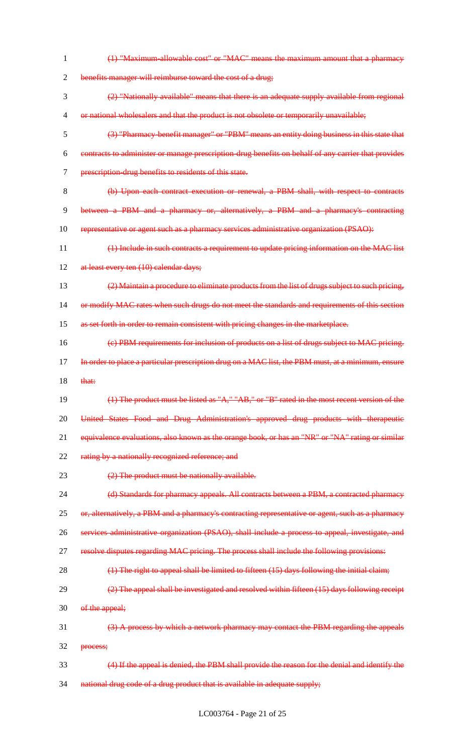~~(1) "Maximum-allowable cost" or "MAC" means the maximum amount that a pharmacy benefits manager will reimburse toward the cost of a drug;~~

~~(2) "Nationally available" means that there is an adequate supply available from regional or national wholesalers and that the product is not obsolete or temporarily unavailable;~~

~~(3) "Pharmacy-benefit manager" or "PBM" means an entity doing business in this state that contracts to administer or manage prescription-drug benefits on behalf of any carrier that provides prescription-drug benefits to residents of this state.~~

~~(b) Upon each contract execution or renewal, a PBM shall, with respect to contracts between a PBM and a pharmacy or, alternatively, a PBM and a pharmacy's contracting representative or agent such as a pharmacy services administrative organization (PSAO):~~

~~(1) Include in such contracts a requirement to update pricing information on the MAC list at least every ten (10) calendar days;~~

~~(2) Maintain a procedure to eliminate products from the list of drugs subject to such pricing, or modify MAC rates when such drugs do not meet the standards and requirements of this section as set forth in order to remain consistent with pricing changes in the marketplace.~~

~~(c) PBM requirements for inclusion of products on a list of drugs subject to MAC pricing. In order to place a particular prescription drug on a MAC list, the PBM must, at a minimum, ensure that:~~

~~(1) The product must be listed as "A," "AB," or "B" rated in the most recent version of the United States Food and Drug Administration's approved drug products with therapeutic equivalence evaluations, also known as the orange book, or has an "NR" or "NA" rating or similar rating by a nationally recognized reference; and~~

~~(2) The product must be nationally available.~~

~~(d) Standards for pharmacy appeals. All contracts between a PBM, a contracted pharmacy or, alternatively, a PBM and a pharmacy's contracting representative or agent, such as a pharmacy services administrative organization (PSAO), shall include a process to appeal, investigate, and resolve disputes regarding MAC pricing. The process shall include the following provisions:~~

~~(1) The right to appeal shall be limited to fifteen (15) days following the initial claim;~~

~~(2) The appeal shall be investigated and resolved within fifteen (15) days following receipt of the appeal;~~

~~(3) A process by which a network pharmacy may contact the PBM regarding the appeals process;~~

~~(4) If the appeal is denied, the PBM shall provide the reason for the denial and identify the national drug code of a drug product that is available in adequate supply;~~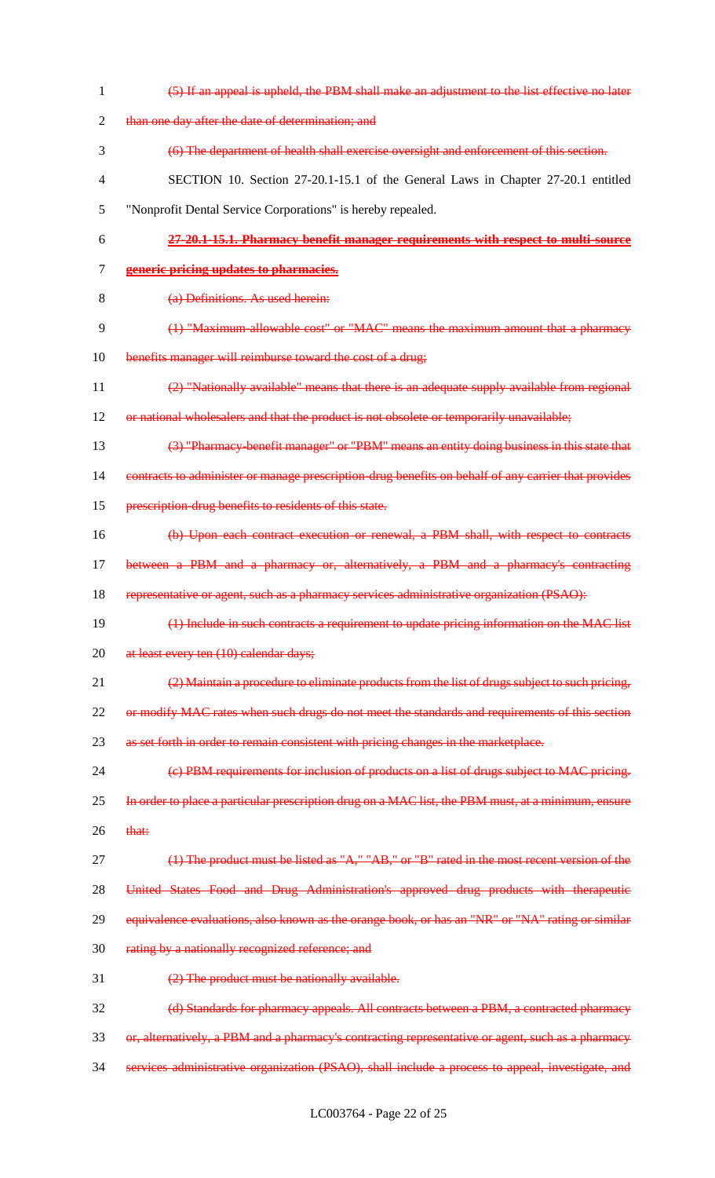~~(5) If an appeal is upheld, the PBM shall make an adjustment to the list effective no later than one day after the date of determination; and~~

~~(6) The department of health shall exercise oversight and enforcement of this section.~~

SECTION 10. Section 27-20.1-15.1 of the General Laws in Chapter 27-20.1 entitled "Nonprofit Dental Service Corporations" is hereby repealed.

~~**27-20.1-15.1. Pharmacy benefit manager requirements with respect to multi-source generic pricing updates to pharmacies.**~~

~~(a) Definitions. As used herein:~~

~~(1) "Maximum-allowable cost" or "MAC" means the maximum amount that a pharmacy benefits manager will reimburse toward the cost of a drug;~~

~~(2) "Nationally available" means that there is an adequate supply available from regional or national wholesalers and that the product is not obsolete or temporarily unavailable;~~

~~(3) "Pharmacy-benefit manager" or "PBM" means an entity doing business in this state that contracts to administer or manage prescription-drug benefits on behalf of any carrier that provides prescription-drug benefits to residents of this state.~~

~~(b) Upon each contract execution or renewal, a PBM shall, with respect to contracts between a PBM and a pharmacy or, alternatively, a PBM and a pharmacy's contracting representative or agent, such as a pharmacy services administrative organization (PSAO):~~

~~(1) Include in such contracts a requirement to update pricing information on the MAC list at least every ten (10) calendar days;~~

~~(2) Maintain a procedure to eliminate products from the list of drugs subject to such pricing, or modify MAC rates when such drugs do not meet the standards and requirements of this section as set forth in order to remain consistent with pricing changes in the marketplace.~~

~~(c) PBM requirements for inclusion of products on a list of drugs subject to MAC pricing. In order to place a particular prescription drug on a MAC list, the PBM must, at a minimum, ensure that:~~

~~(1) The product must be listed as "A," "AB," or "B" rated in the most recent version of the United States Food and Drug Administration's approved drug products with therapeutic equivalence evaluations, also known as the orange book, or has an "NR" or "NA" rating or similar rating by a nationally recognized reference; and~~

~~(2) The product must be nationally available.~~

~~(d) Standards for pharmacy appeals. All contracts between a PBM, a contracted pharmacy or, alternatively, a PBM and a pharmacy's contracting representative or agent, such as a pharmacy services administrative organization (PSAO), shall include a process to appeal, investigate, and~~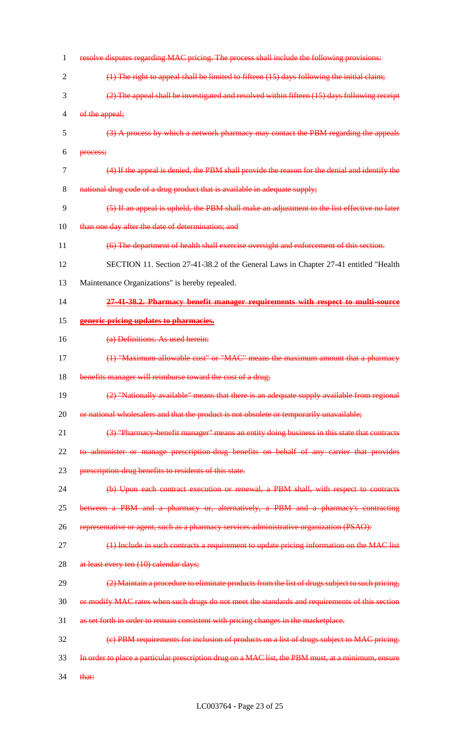~~resolve disputes regarding MAC pricing. The process shall include the following provisions:~~

~~(1) The right to appeal shall be limited to fifteen (15) days following the initial claim;~~

~~(2) The appeal shall be investigated and resolved within fifteen (15) days following receipt of the appeal;~~

~~(3) A process by which a network pharmacy may contact the PBM regarding the appeals process;~~

~~(4) If the appeal is denied, the PBM shall provide the reason for the denial and identify the national drug code of a drug product that is available in adequate supply;~~

~~(5) If an appeal is upheld, the PBM shall make an adjustment to the list effective no later than one day after the date of determination; and~~

~~(6) The department of health shall exercise oversight and enforcement of this section.~~

SECTION 11. Section 27-41-38.2 of the General Laws in Chapter 27-41 entitled "Health Maintenance Organizations" is hereby repealed.

~~**27-41-38.2. Pharmacy benefit manager requirements with respect to multi-source generic pricing updates to pharmacies.**~~

~~(a) Definitions. As used herein:~~

~~(1) "Maximum-allowable cost" or "MAC" means the maximum amount that a pharmacy benefits manager will reimburse toward the cost of a drug;~~

~~(2) "Nationally available" means that there is an adequate supply available from regional or national wholesalers and that the product is not obsolete or temporarily unavailable;~~

~~(3) "Pharmacy-benefit manager" means an entity doing business in this state that contracts to administer or manage prescription-drug benefits on behalf of any carrier that provides prescription-drug benefits to residents of this state.~~

~~(b) Upon each contract execution or renewal, a PBM shall, with respect to contracts between a PBM and a pharmacy or, alternatively, a PBM and a pharmacy's contracting representative or agent, such as a pharmacy services administrative organization (PSAO):~~

~~(1) Include in such contracts a requirement to update pricing information on the MAC list at least every ten (10) calendar days;~~

~~(2) Maintain a procedure to eliminate products from the list of drugs subject to such pricing, or modify MAC rates when such drugs do not meet the standards and requirements of this section as set forth in order to remain consistent with pricing changes in the marketplace.~~

~~(c) PBM requirements for inclusion of products on a list of drugs subject to MAC pricing. In order to place a particular prescription drug on a MAC list, the PBM must, at a minimum, ensure that:~~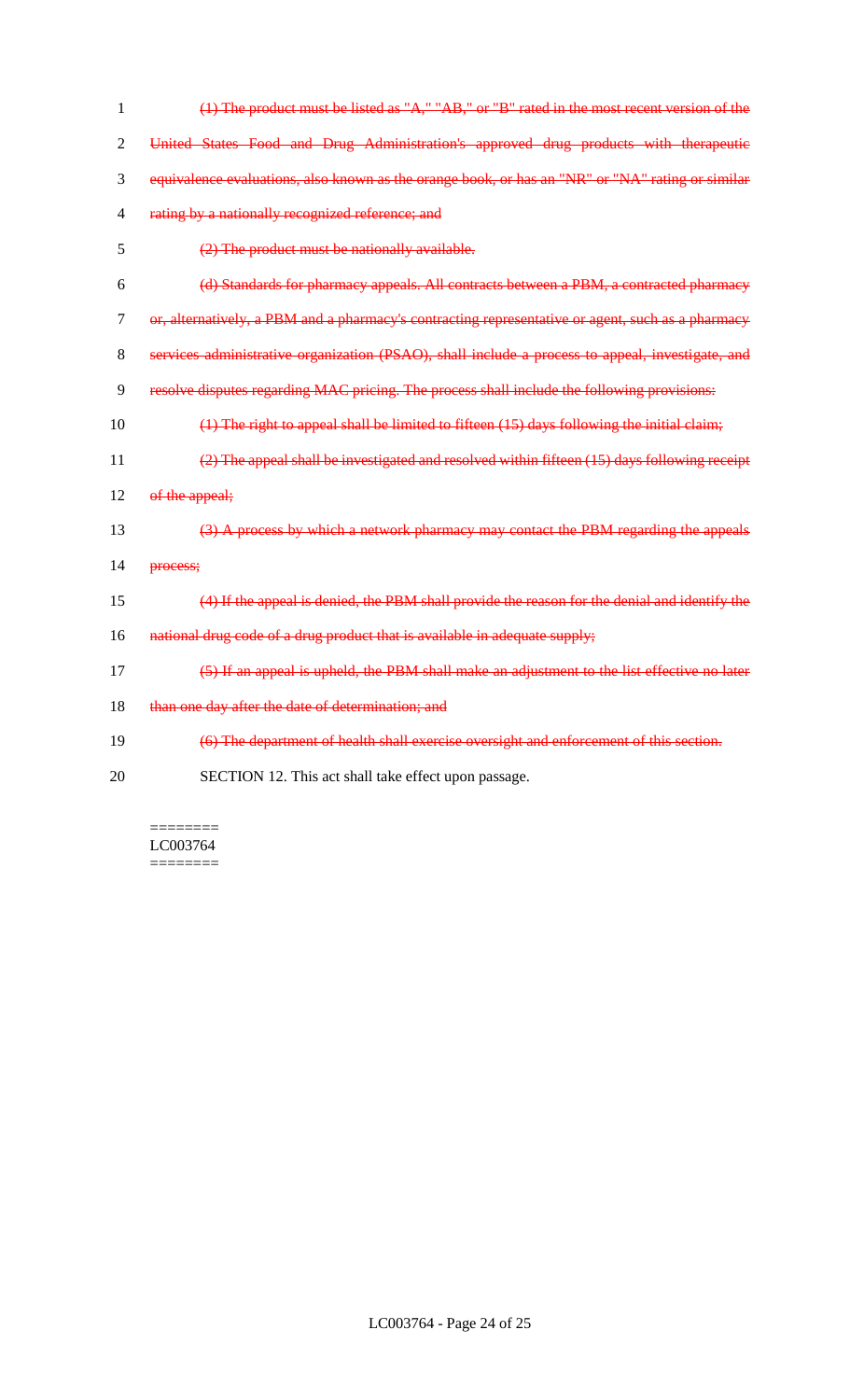~~(1) The product must be listed as "A," "AB," or "B" rated in the most recent version of the United States Food and Drug Administration's approved drug products with therapeutic equivalence evaluations, also known as the orange book, or has an "NR" or "NA" rating or similar rating by a nationally recognized reference; and~~

~~(2) The product must be nationally available.~~

~~(d) Standards for pharmacy appeals. All contracts between a PBM, a contracted pharmacy or, alternatively, a PBM and a pharmacy's contracting representative or agent, such as a pharmacy services administrative organization (PSAO), shall include a process to appeal, investigate, and resolve disputes regarding MAC pricing. The process shall include the following provisions:~~

~~(1) The right to appeal shall be limited to fifteen (15) days following the initial claim;~~

~~(2) The appeal shall be investigated and resolved within fifteen (15) days following receipt of the appeal;~~

~~(3) A process by which a network pharmacy may contact the PBM regarding the appeals process;~~

~~(4) If the appeal is denied, the PBM shall provide the reason for the denial and identify the national drug code of a drug product that is available in adequate supply;~~

~~(5) If an appeal is upheld, the PBM shall make an adjustment to the list effective no later than one day after the date of determination; and~~

~~(6) The department of health shall exercise oversight and enforcement of this section.~~

SECTION 12. This act shall take effect upon passage.

========
LC003764
========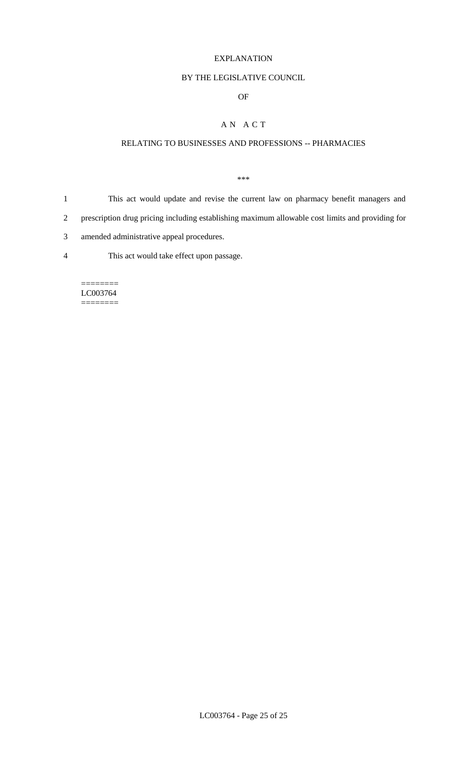EXPLANATION

BY THE LEGISLATIVE COUNCIL

OF

A N A C T

RELATING TO BUSINESSES AND PROFESSIONS -- PHARMACIES

***

1 This act would update and revise the current law on pharmacy benefit managers and
2 prescription drug pricing including establishing maximum allowable cost limits and providing for
3 amended administrative appeal procedures.
4 This act would take effect upon passage.

========
LC003764
========